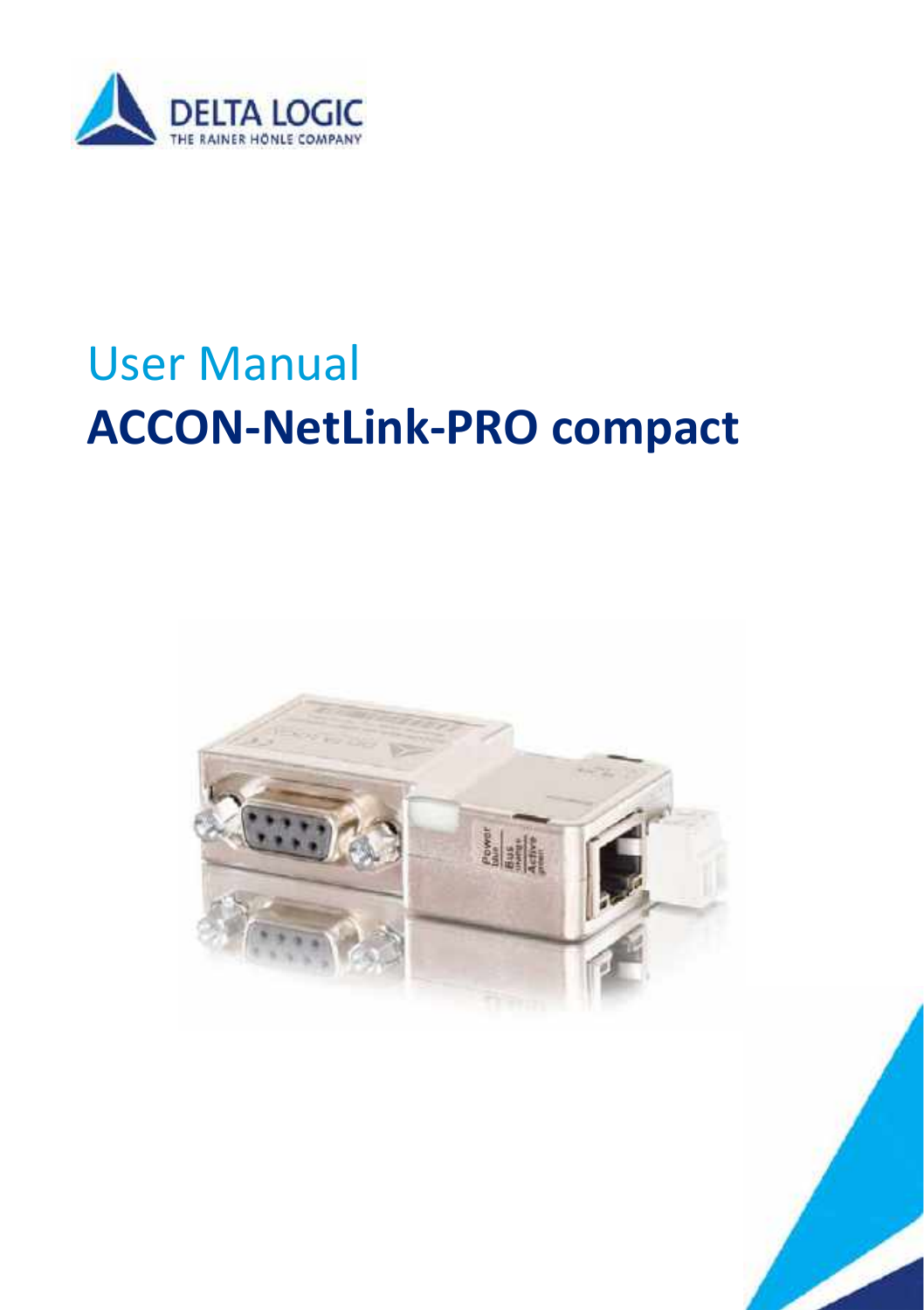DELTA LOGIC
THE RAINER HÖNLE COMPANY

# User Manual

# ACCON-NetLink-PRO compact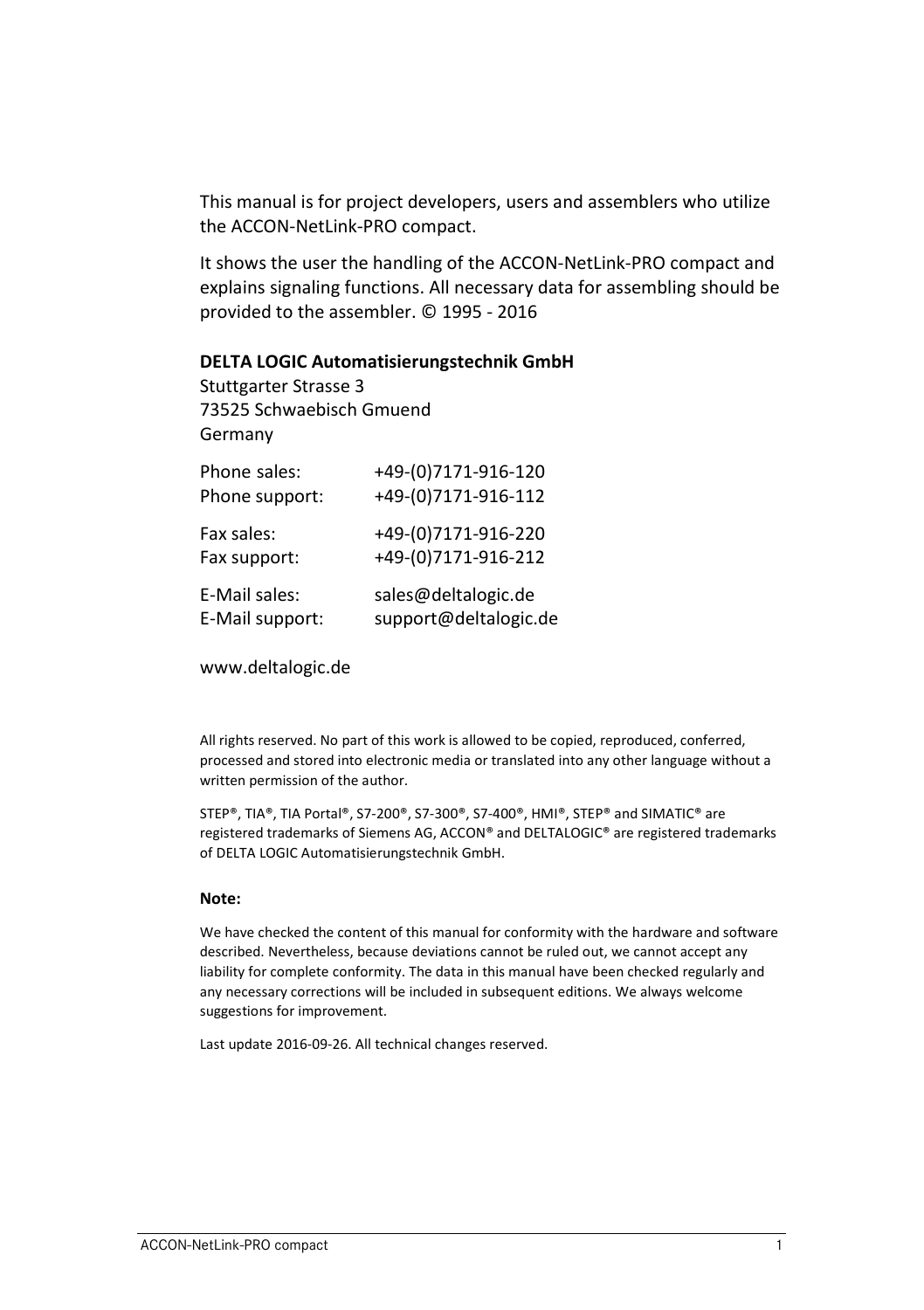This manual is for project developers, users and assemblers who utilize the ACCON-NetLink-PRO compact.

It shows the user the handling of the ACCON-NetLink-PRO compact and explains signaling functions. All necessary data for assembling should be provided to the assembler. © 1995 - 2016

**DELTA LOGIC Automatisierungstechnik GmbH**
Stuttgarter Strasse 3
73525 Schwaebisch Gmuend
Germany

| | |
|---|---|
| Phone sales: | +49-(0)7171-916-120 |
| Phone support: | +49-(0)7171-916-112 |
| Fax sales: | +49-(0)7171-916-220 |
| Fax support: | +49-(0)7171-916-212 |
| E-Mail sales: | sales@deltalogic.de |
| E-Mail support: | support@deltalogic.de |

www.deltalogic.de

All rights reserved. No part of this work is allowed to be copied, reproduced, conferred, processed and stored into electronic media or translated into any other language without a written permission of the author.

STEP®, TIA®, TIA Portal®, S7-200®, S7-300®, S7-400®, HMI®, STEP® and SIMATIC® are registered trademarks of Siemens AG, ACCON® and DELTALOGIC® are registered trademarks of DELTA LOGIC Automatisierungstechnik GmbH.

**Note:**

We have checked the content of this manual for conformity with the hardware and software described. Nevertheless, because deviations cannot be ruled out, we cannot accept any liability for complete conformity. The data in this manual have been checked regularly and any necessary corrections will be included in subsequent editions. We always welcome suggestions for improvement.

Last update 2016-09-26. All technical changes reserved.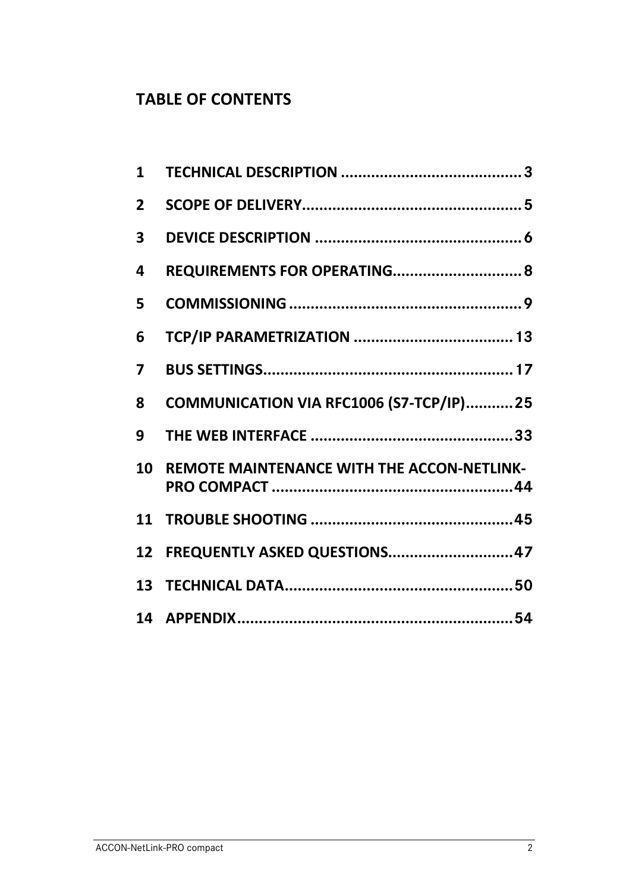# TABLE OF CONTENTS

**1 TECHNICAL DESCRIPTION .......................................... 3**

**2 SCOPE OF DELIVERY................................................... 5**

**3 DEVICE DESCRIPTION ................................................ 6**

**4 REQUIREMENTS FOR OPERATING.............................. 8**

**5 COMMISSIONING ...................................................... 9**

**6 TCP/IP PARAMETRIZATION ..................................... 13**

**7 BUS SETTINGS.......................................................... 17**

**8 COMMUNICATION VIA RFC1006 (S7-TCP/IP)........... 25**

**9 THE WEB INTERFACE ............................................... 33**

**10 REMOTE MAINTENANCE WITH THE ACCON-NETLINK-PRO COMPACT ........................................................ 44**

**11 TROUBLE SHOOTING ............................................... 45**

**12 FREQUENTLY ASKED QUESTIONS............................. 47**

**13 TECHNICAL DATA..................................................... 50**

**14 APPENDIX................................................................ 54**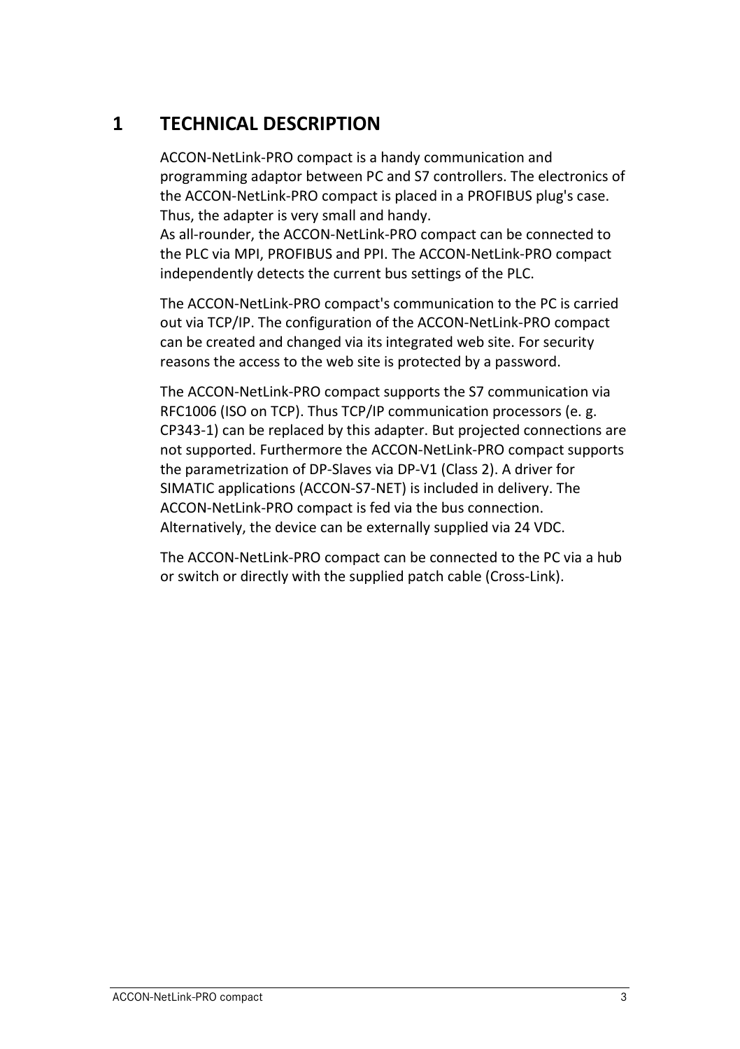# 1 TECHNICAL DESCRIPTION

ACCON-NetLink-PRO compact is a handy communication and programming adaptor between PC and S7 controllers. The electronics of the ACCON-NetLink-PRO compact is placed in a PROFIBUS plug's case. Thus, the adapter is very small and handy.
As all-rounder, the ACCON-NetLink-PRO compact can be connected to the PLC via MPI, PROFIBUS and PPI. The ACCON-NetLink-PRO compact independently detects the current bus settings of the PLC.

The ACCON-NetLink-PRO compact's communication to the PC is carried out via TCP/IP. The configuration of the ACCON-NetLink-PRO compact can be created and changed via its integrated web site. For security reasons the access to the web site is protected by a password.

The ACCON-NetLink-PRO compact supports the S7 communication via RFC1006 (ISO on TCP). Thus TCP/IP communication processors (e. g. CP343-1) can be replaced by this adapter. But projected connections are not supported. Furthermore the ACCON-NetLink-PRO compact supports the parametrization of DP-Slaves via DP-V1 (Class 2). A driver for SIMATIC applications (ACCON-S7-NET) is included in delivery. The ACCON-NetLink-PRO compact is fed via the bus connection. Alternatively, the device can be externally supplied via 24 VDC.

The ACCON-NetLink-PRO compact can be connected to the PC via a hub or switch or directly with the supplied patch cable (Cross-Link).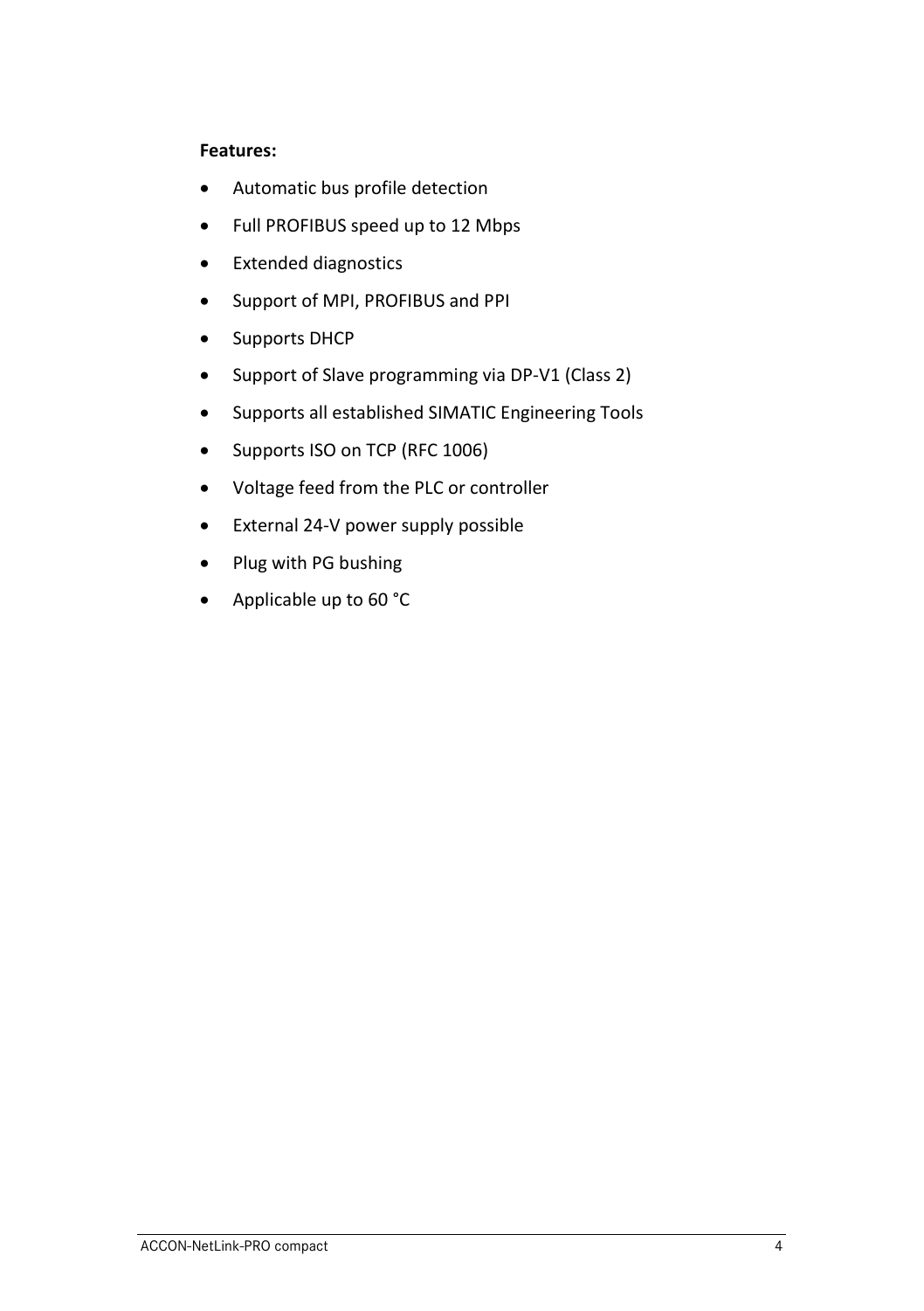**Features:**

- Automatic bus profile detection
- Full PROFIBUS speed up to 12 Mbps
- Extended diagnostics
- Support of MPI, PROFIBUS and PPI
- Supports DHCP
- Support of Slave programming via DP-V1 (Class 2)
- Supports all established SIMATIC Engineering Tools
- Supports ISO on TCP (RFC 1006)
- Voltage feed from the PLC or controller
- External 24-V power supply possible
- Plug with PG bushing
- Applicable up to 60 °C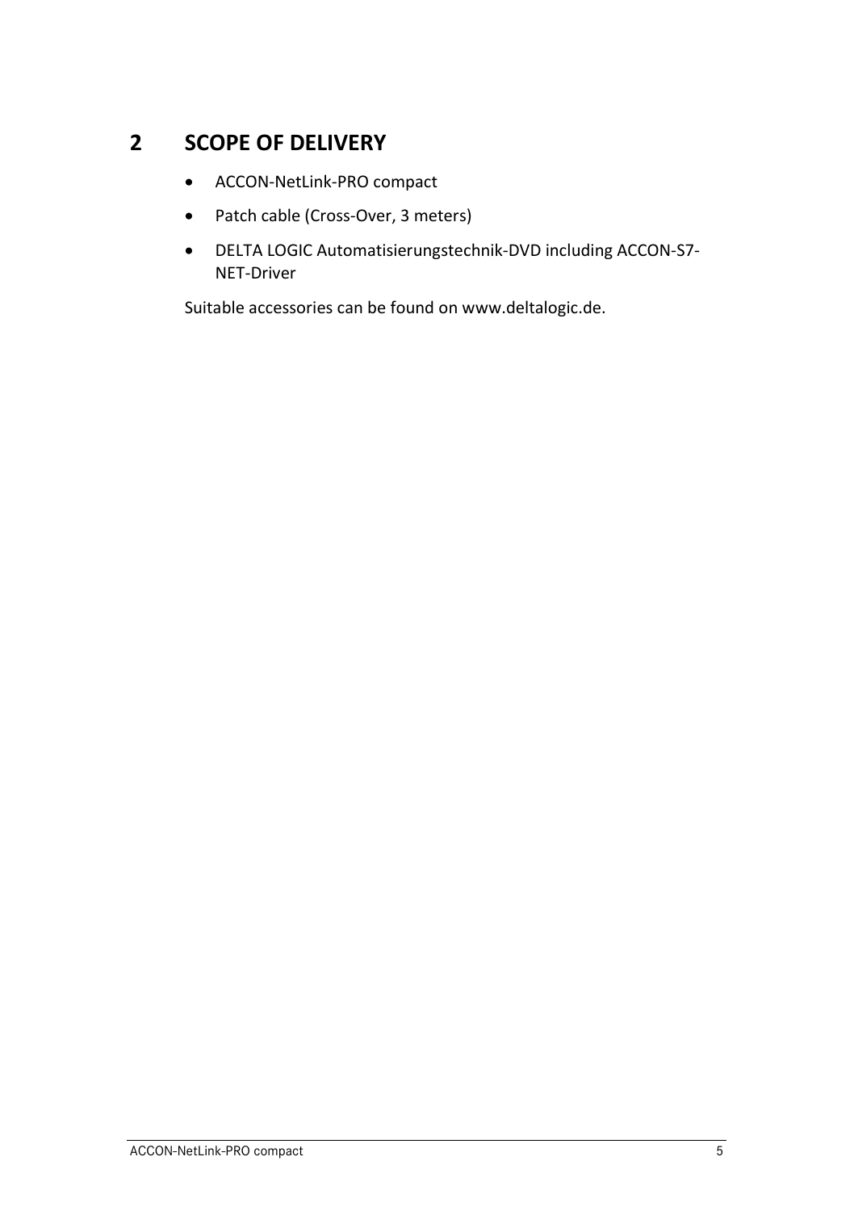# 2 SCOPE OF DELIVERY

- ACCON-NetLink-PRO compact
- Patch cable (Cross-Over, 3 meters)
- DELTA LOGIC Automatisierungstechnik-DVD including ACCON-S7-NET-Driver

Suitable accessories can be found on www.deltalogic.de.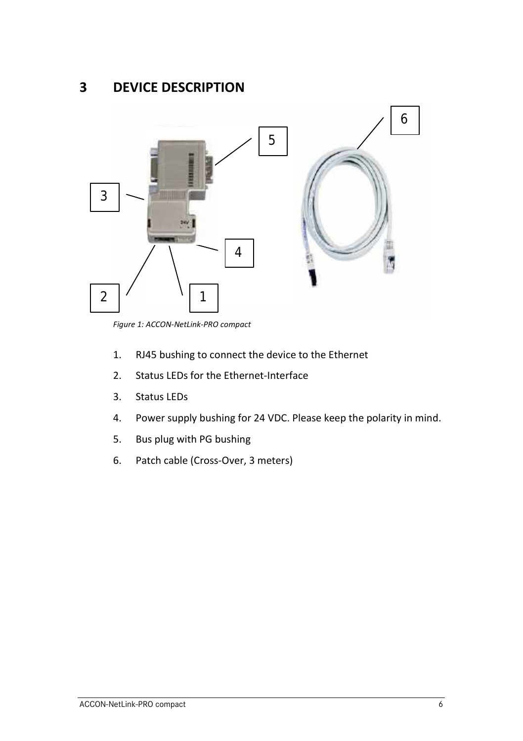# 3 DEVICE DESCRIPTION

*Figure 1: ACCON-NetLink-PRO compact*

1. RJ45 bushing to connect the device to the Ethernet
2. Status LEDs for the Ethernet-Interface
3. Status LEDs
4. Power supply bushing for 24 VDC. Please keep the polarity in mind.
5. Bus plug with PG bushing
6. Patch cable (Cross-Over, 3 meters)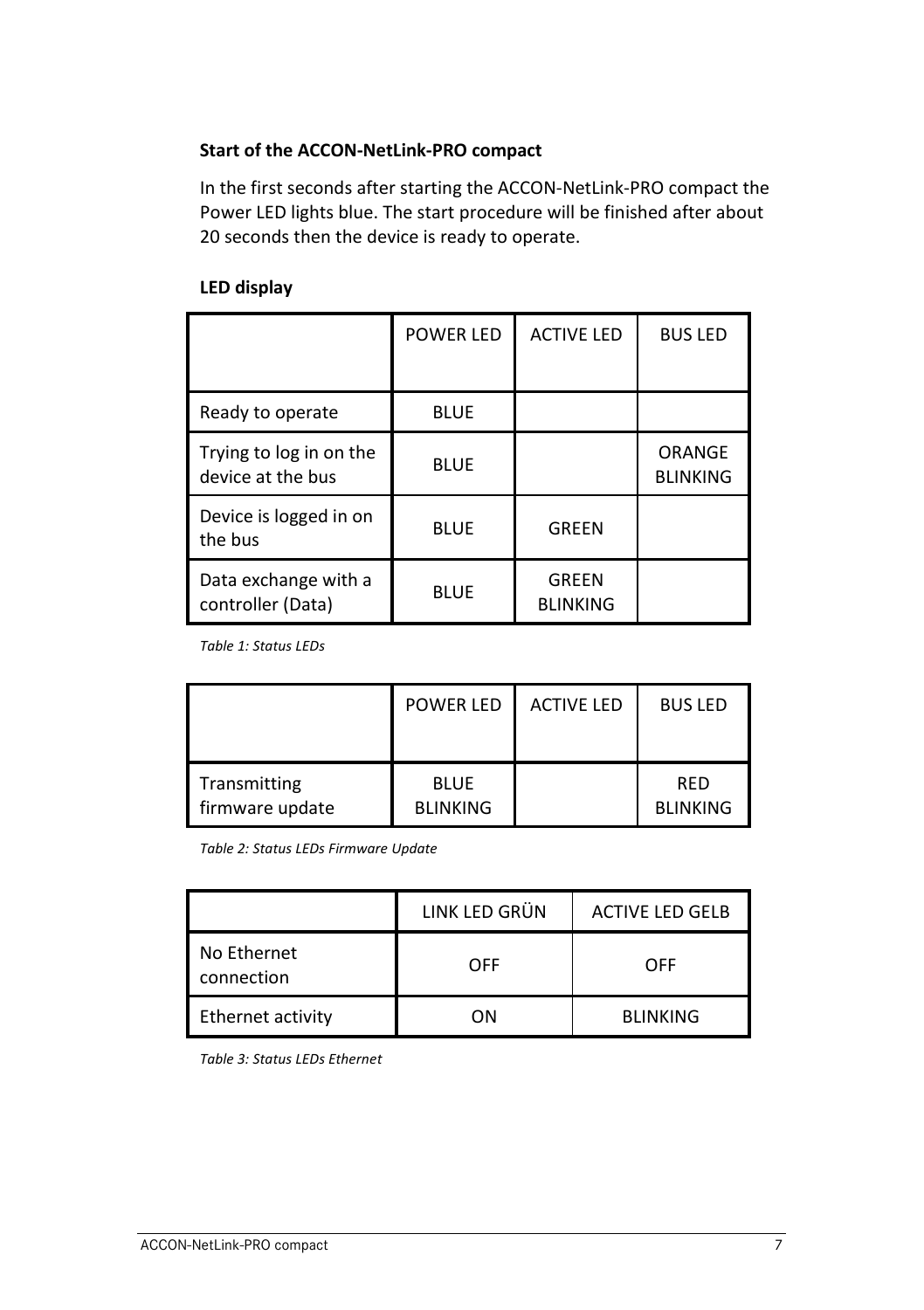**Start of the ACCON-NetLink-PRO compact**

In the first seconds after starting the ACCON-NetLink-PRO compact the Power LED lights blue. The start procedure will be finished after about 20 seconds then the device is ready to operate.

**LED display**

| | POWER LED | ACTIVE LED | BUS LED |
|---|---|---|---|
| Ready to operate | BLUE | | |
| Trying to log in on the device at the bus | BLUE | | ORANGE BLINKING |
| Device is logged in on the bus | BLUE | GREEN | |
| Data exchange with a controller (Data) | BLUE | GREEN BLINKING | |

*Table 1: Status LEDs*

| | POWER LED | ACTIVE LED | BUS LED |
|---|---|---|---|
| Transmitting firmware update | BLUE BLINKING | | RED BLINKING |

*Table 2: Status LEDs Firmware Update*

| | LINK LED GRÜN | ACTIVE LED GELB |
|---|---|---|
| No Ethernet connection | OFF | OFF |
| Ethernet activity | ON | BLINKING |

*Table 3: Status LEDs Ethernet*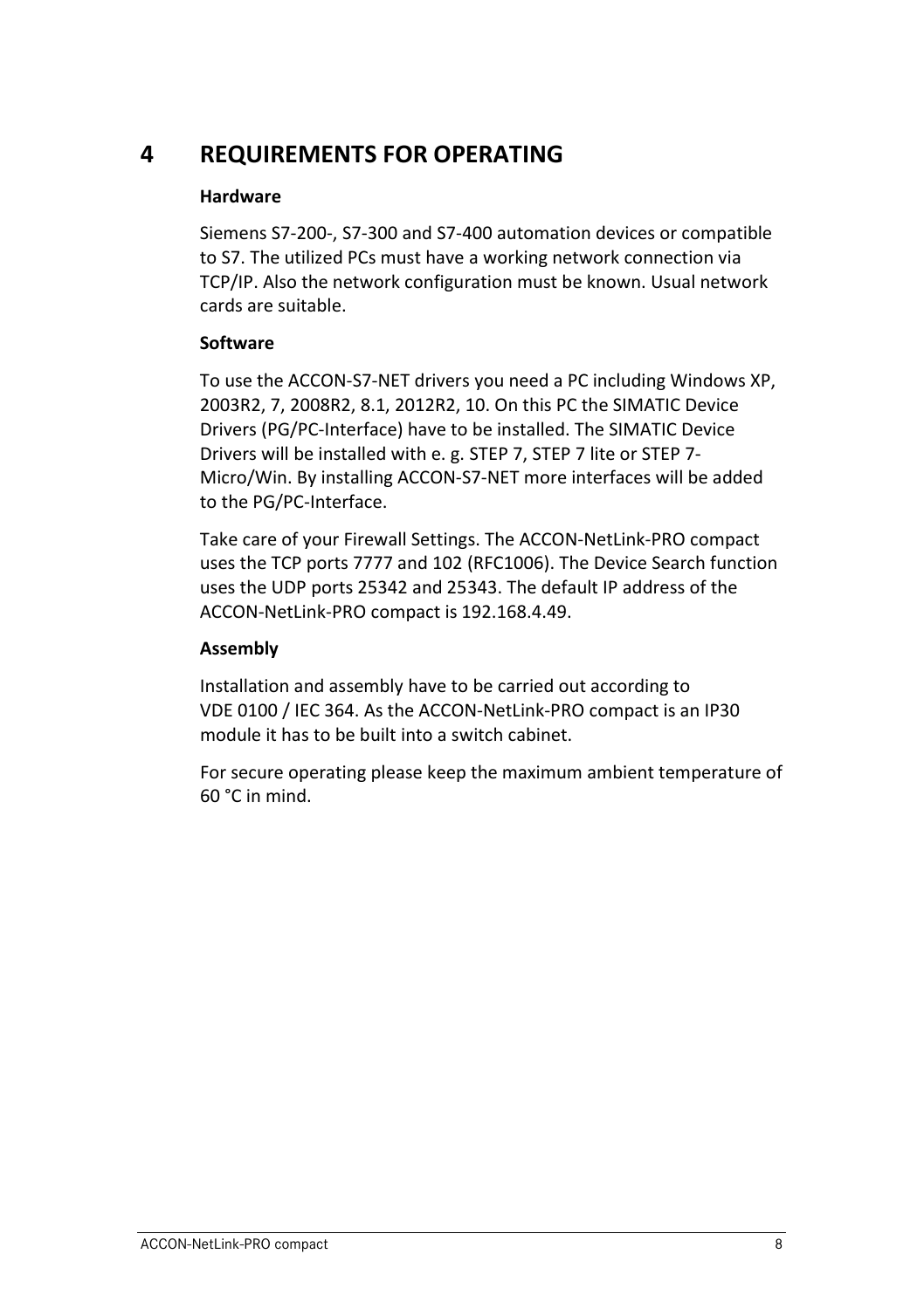# 4 REQUIREMENTS FOR OPERATING

**Hardware**

Siemens S7-200-, S7-300 and S7-400 automation devices or compatible to S7. The utilized PCs must have a working network connection via TCP/IP. Also the network configuration must be known. Usual network cards are suitable.

**Software**

To use the ACCON-S7-NET drivers you need a PC including Windows XP, 2003R2, 7, 2008R2, 8.1, 2012R2, 10. On this PC the SIMATIC Device Drivers (PG/PC-Interface) have to be installed. The SIMATIC Device Drivers will be installed with e. g. STEP 7, STEP 7 lite or STEP 7-Micro/Win. By installing ACCON-S7-NET more interfaces will be added to the PG/PC-Interface.

Take care of your Firewall Settings. The ACCON-NetLink-PRO compact uses the TCP ports 7777 and 102 (RFC1006). The Device Search function uses the UDP ports 25342 and 25343. The default IP address of the ACCON-NetLink-PRO compact is 192.168.4.49.

**Assembly**

Installation and assembly have to be carried out according to VDE 0100 / IEC 364. As the ACCON-NetLink-PRO compact is an IP30 module it has to be built into a switch cabinet.

For secure operating please keep the maximum ambient temperature of 60 °C in mind.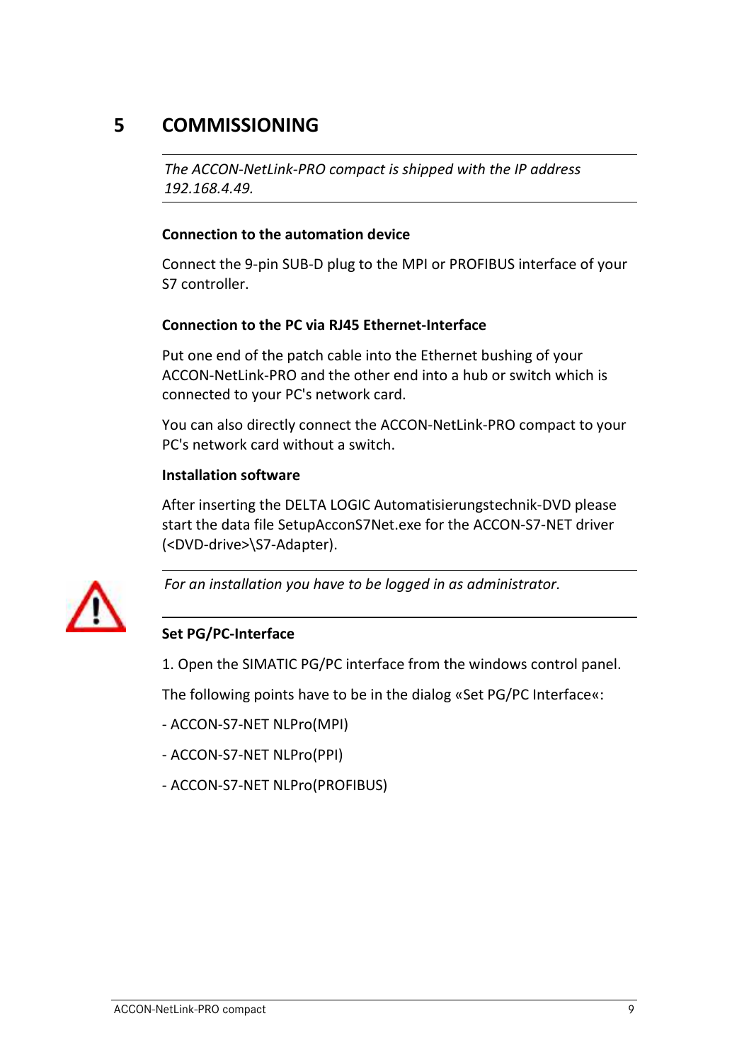# 5 COMMISSIONING

---

*The ACCON-NetLink-PRO compact is shipped with the IP address 192.168.4.49.*

---

**Connection to the automation device**

Connect the 9-pin SUB-D plug to the MPI or PROFIBUS interface of your S7 controller.

**Connection to the PC via RJ45 Ethernet-Interface**

Put one end of the patch cable into the Ethernet bushing of your ACCON-NetLink-PRO and the other end into a hub or switch which is connected to your PC's network card.

You can also directly connect the ACCON-NetLink-PRO compact to your PC's network card without a switch.

**Installation software**

After inserting the DELTA LOGIC Automatisierungstechnik-DVD please start the data file SetupAcconS7Net.exe for the ACCON-S7-NET driver (<DVD-drive>\S7-Adapter).

---

*For an installation you have to be logged in as administrator.*

---

**Set PG/PC-Interface**

1. Open the SIMATIC PG/PC interface from the windows control panel.

The following points have to be in the dialog «Set PG/PC Interface«:

- ACCON-S7-NET NLPro(MPI)

- ACCON-S7-NET NLPro(PPI)

- ACCON-S7-NET NLPro(PROFIBUS)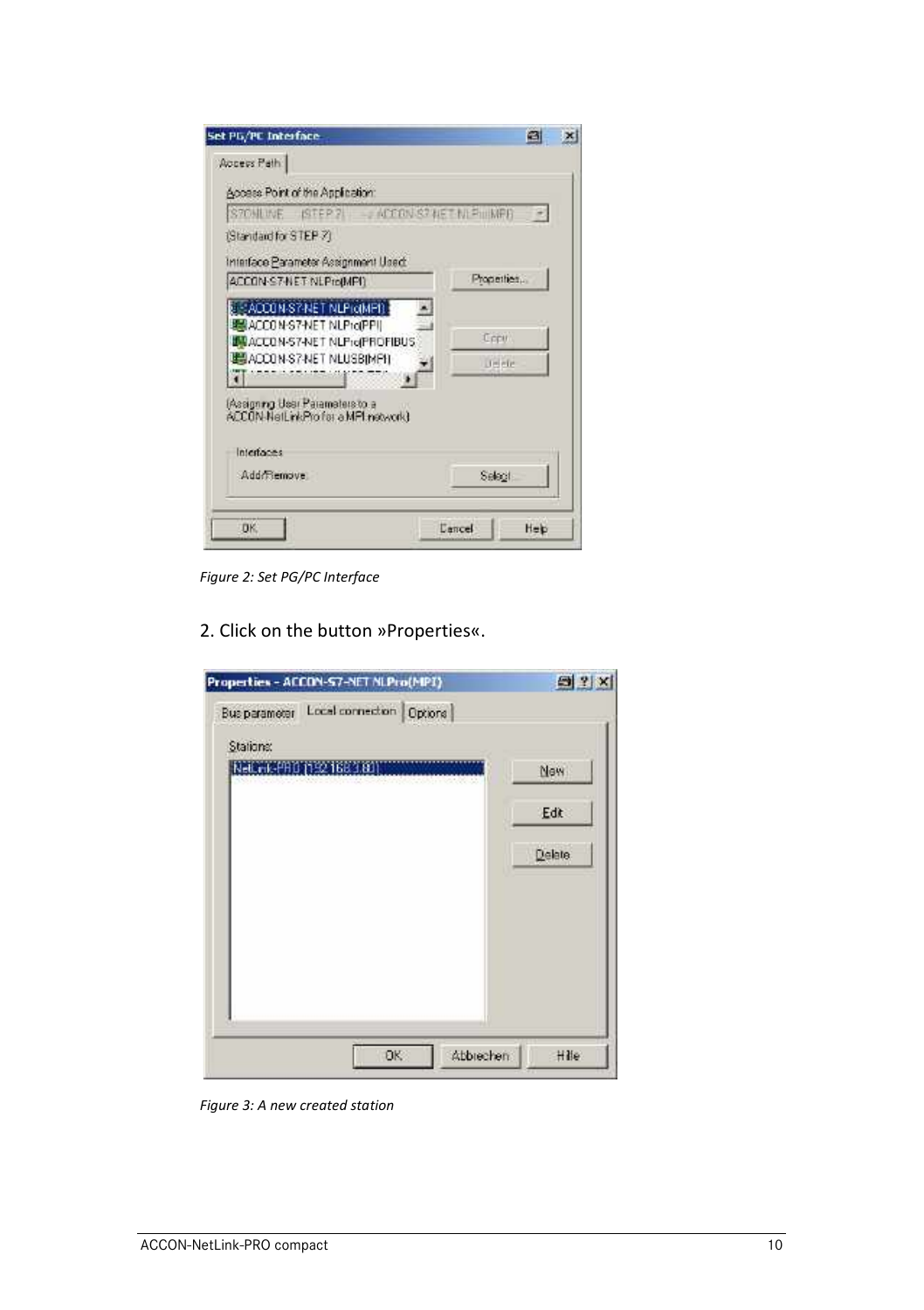Figure 2: Set PG/PC Interface

2. Click on the button »Properties«.

Figure 3: A new created station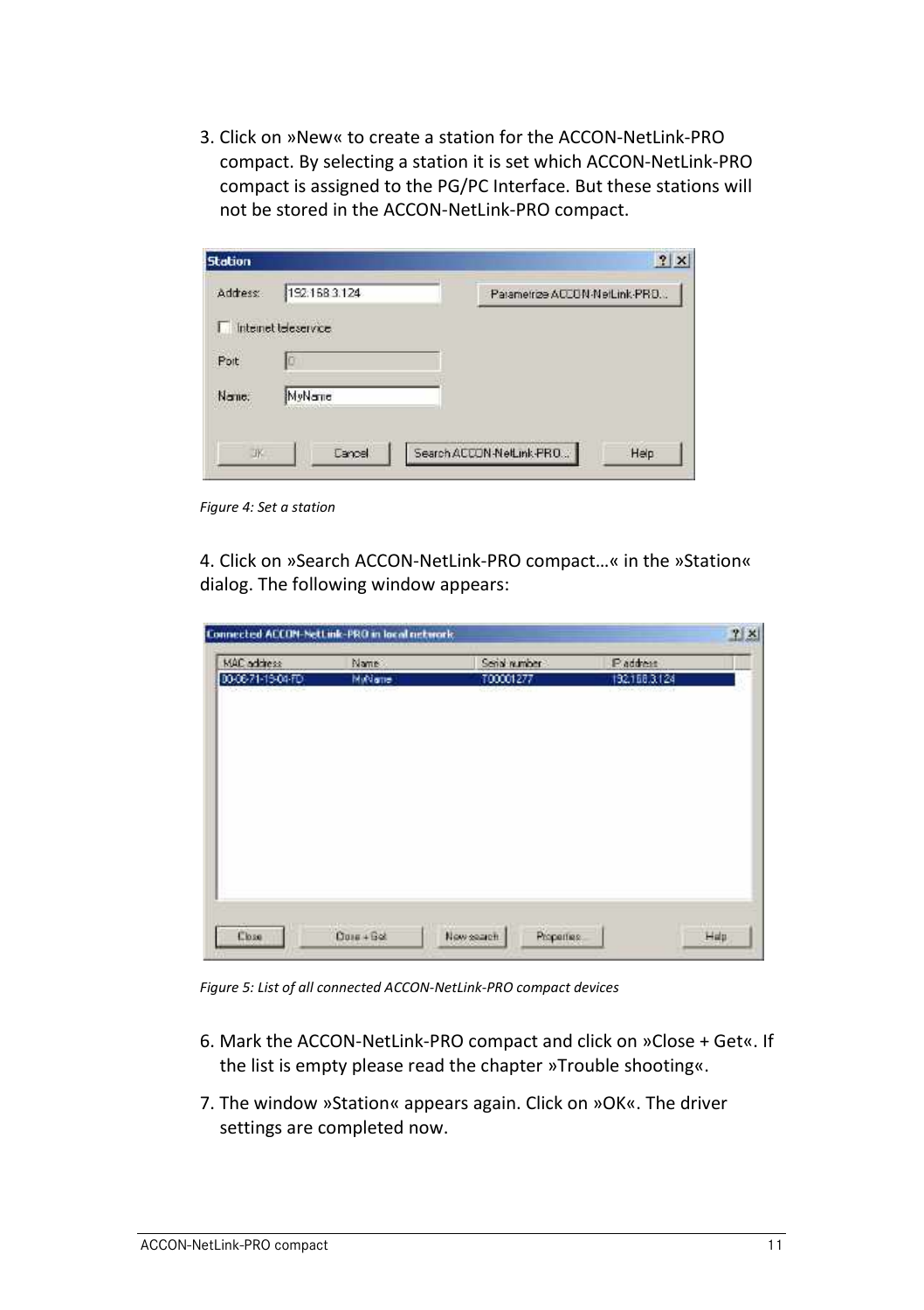3. Click on »New« to create a station for the ACCON-NetLink-PRO compact. By selecting a station it is set which ACCON-NetLink-PRO compact is assigned to the PG/PC Interface. But these stations will not be stored in the ACCON-NetLink-PRO compact.

*Figure 4: Set a station*

4. Click on »Search ACCON-NetLink-PRO compact…« in the »Station« dialog. The following window appears:

*Figure 5: List of all connected ACCON-NetLink-PRO compact devices*

6. Mark the ACCON-NetLink-PRO compact and click on »Close + Get«. If the list is empty please read the chapter »Trouble shooting«.
7. The window »Station« appears again. Click on »OK«. The driver settings are completed now.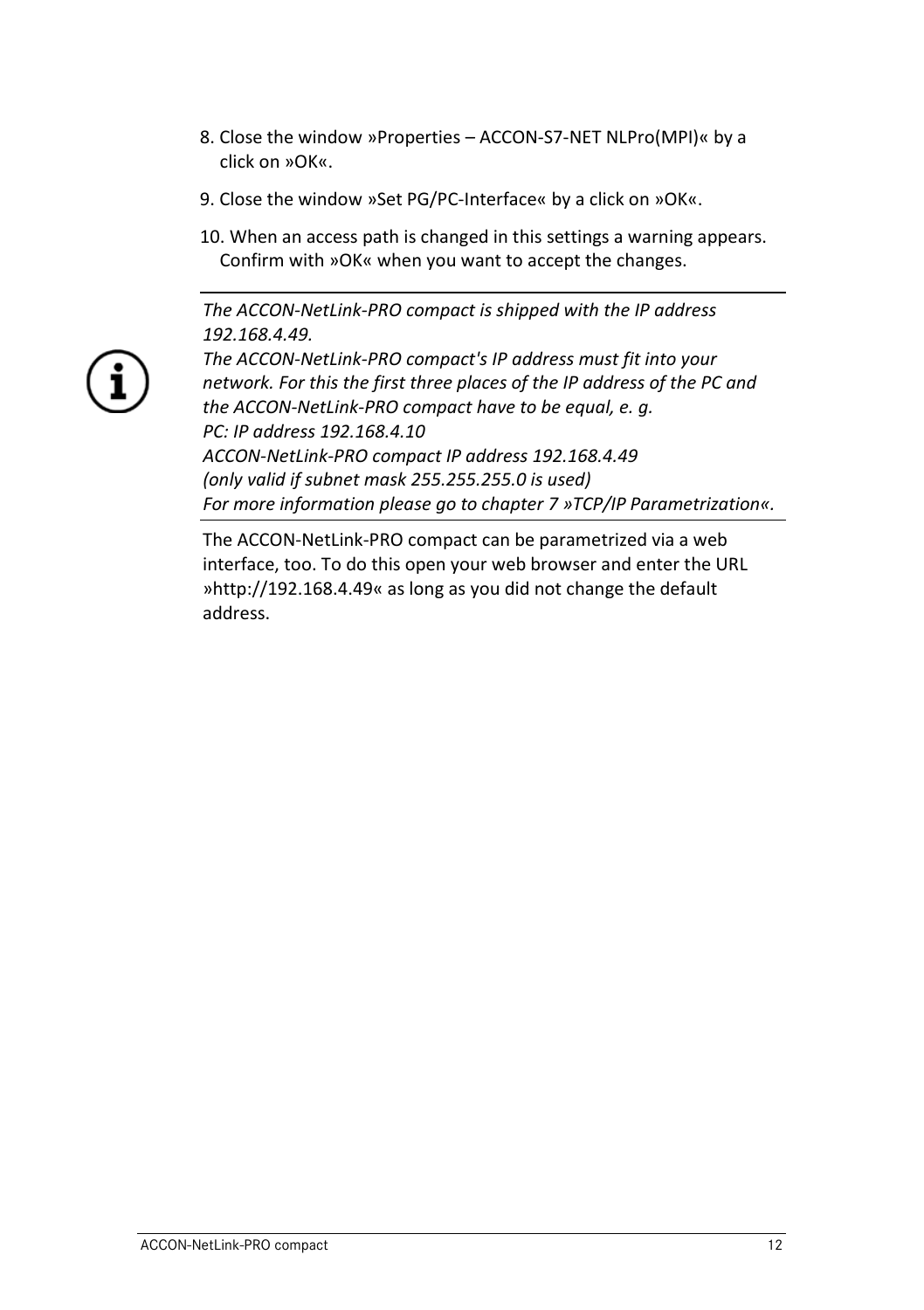8. Close the window »Properties – ACCON-S7-NET NLPro(MPI)« by a click on »OK«.
9. Close the window »Set PG/PC-Interface« by a click on »OK«.
10. When an access path is changed in this settings a warning appears. Confirm with »OK« when you want to accept the changes.

---

*The ACCON-NetLink-PRO compact is shipped with the IP address 192.168.4.49.*
*The ACCON-NetLink-PRO compact's IP address must fit into your network. For this the first three places of the IP address of the PC and the ACCON-NetLink-PRO compact have to be equal, e. g.*
*PC: IP address 192.168.4.10*
*ACCON-NetLink-PRO compact IP address 192.168.4.49*
*(only valid if subnet mask 255.255.255.0 is used)*
*For more information please go to chapter 7 »TCP/IP Parametrization«.*

---

The ACCON-NetLink-PRO compact can be parametrized via a web interface, too. To do this open your web browser and enter the URL »http://192.168.4.49« as long as you did not change the default address.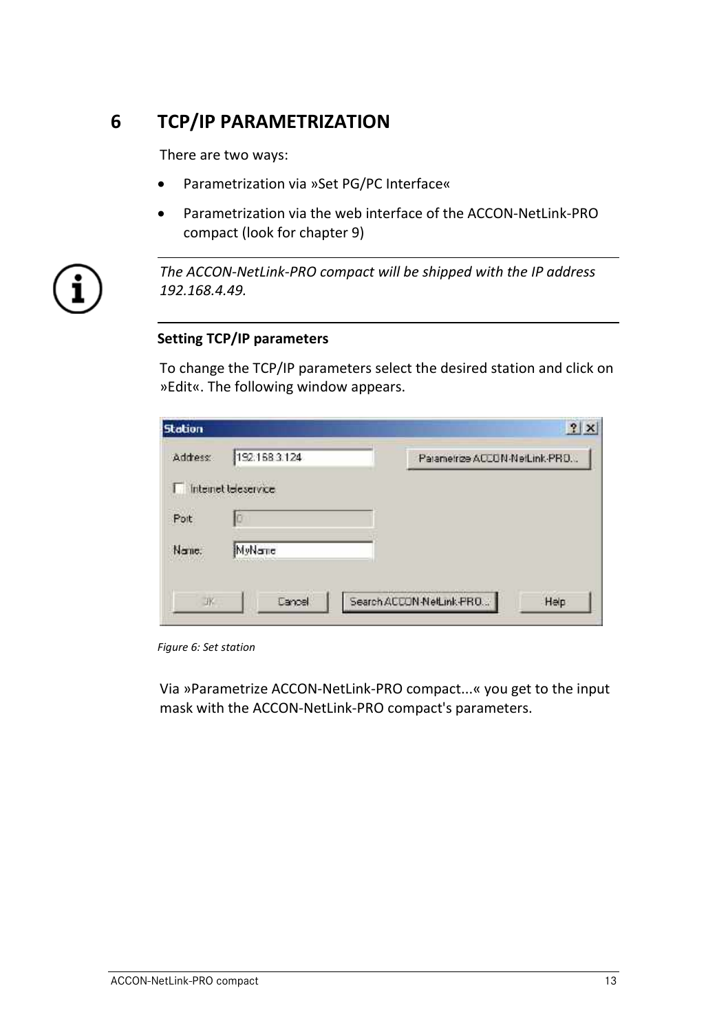# 6 TCP/IP PARAMETRIZATION

There are two ways:

- Parametrization via »Set PG/PC Interface«
- Parametrization via the web interface of the ACCON-NetLink-PRO compact (look for chapter 9)

*The ACCON-NetLink-PRO compact will be shipped with the IP address 192.168.4.49.*

**Setting TCP/IP parameters**

To change the TCP/IP parameters select the desired station and click on »Edit«. The following window appears.

*Figure 6: Set station*

Via »Parametrize ACCON-NetLink-PRO compact...« you get to the input mask with the ACCON-NetLink-PRO compact's parameters.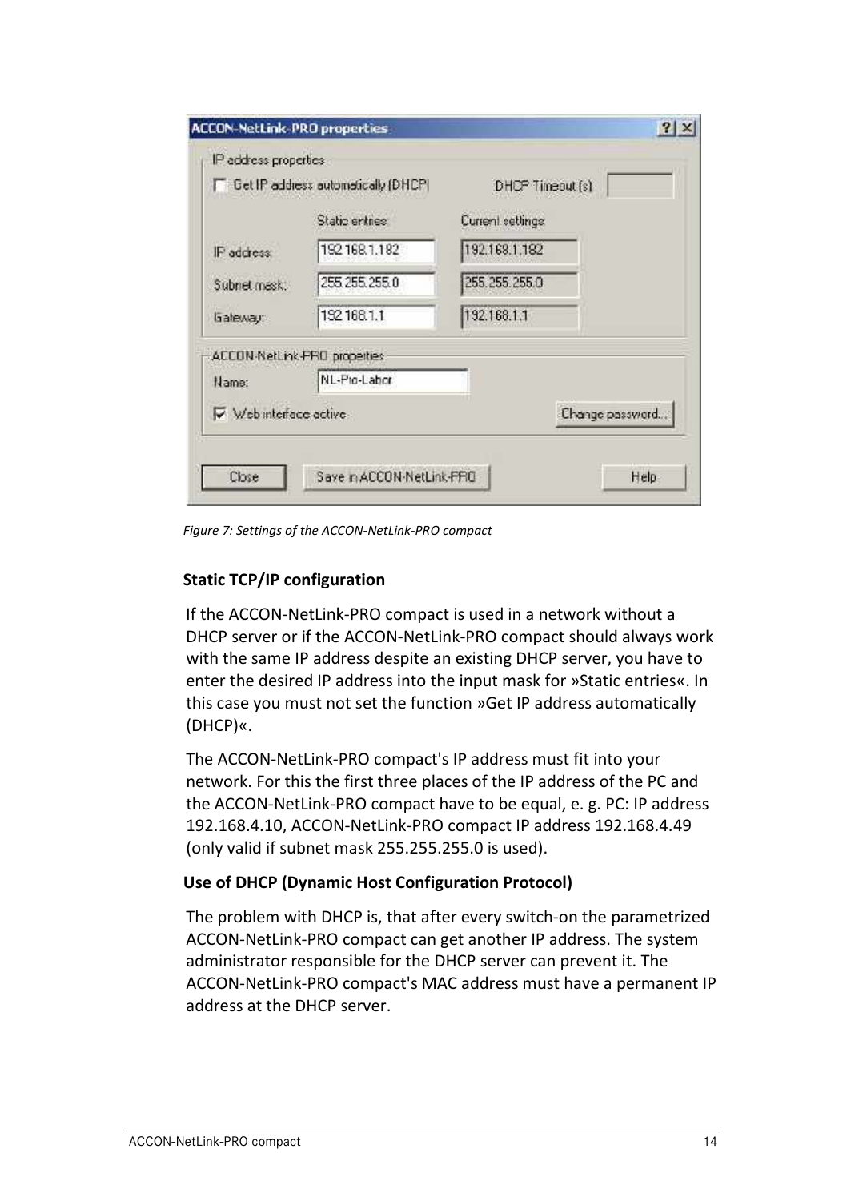Figure 7: Settings of the ACCON-NetLink-PRO compact

### Static TCP/IP configuration

If the ACCON-NetLink-PRO compact is used in a network without a DHCP server or if the ACCON-NetLink-PRO compact should always work with the same IP address despite an existing DHCP server, you have to enter the desired IP address into the input mask for »Static entries«. In this case you must not set the function »Get IP address automatically (DHCP)«.

The ACCON-NetLink-PRO compact's IP address must fit into your network. For this the first three places of the IP address of the PC and the ACCON-NetLink-PRO compact have to be equal, e. g. PC: IP address 192.168.4.10, ACCON-NetLink-PRO compact IP address 192.168.4.49 (only valid if subnet mask 255.255.255.0 is used).

### Use of DHCP (Dynamic Host Configuration Protocol)

The problem with DHCP is, that after every switch-on the parametrized ACCON-NetLink-PRO compact can get another IP address. The system administrator responsible for the DHCP server can prevent it. The ACCON-NetLink-PRO compact's MAC address must have a permanent IP address at the DHCP server.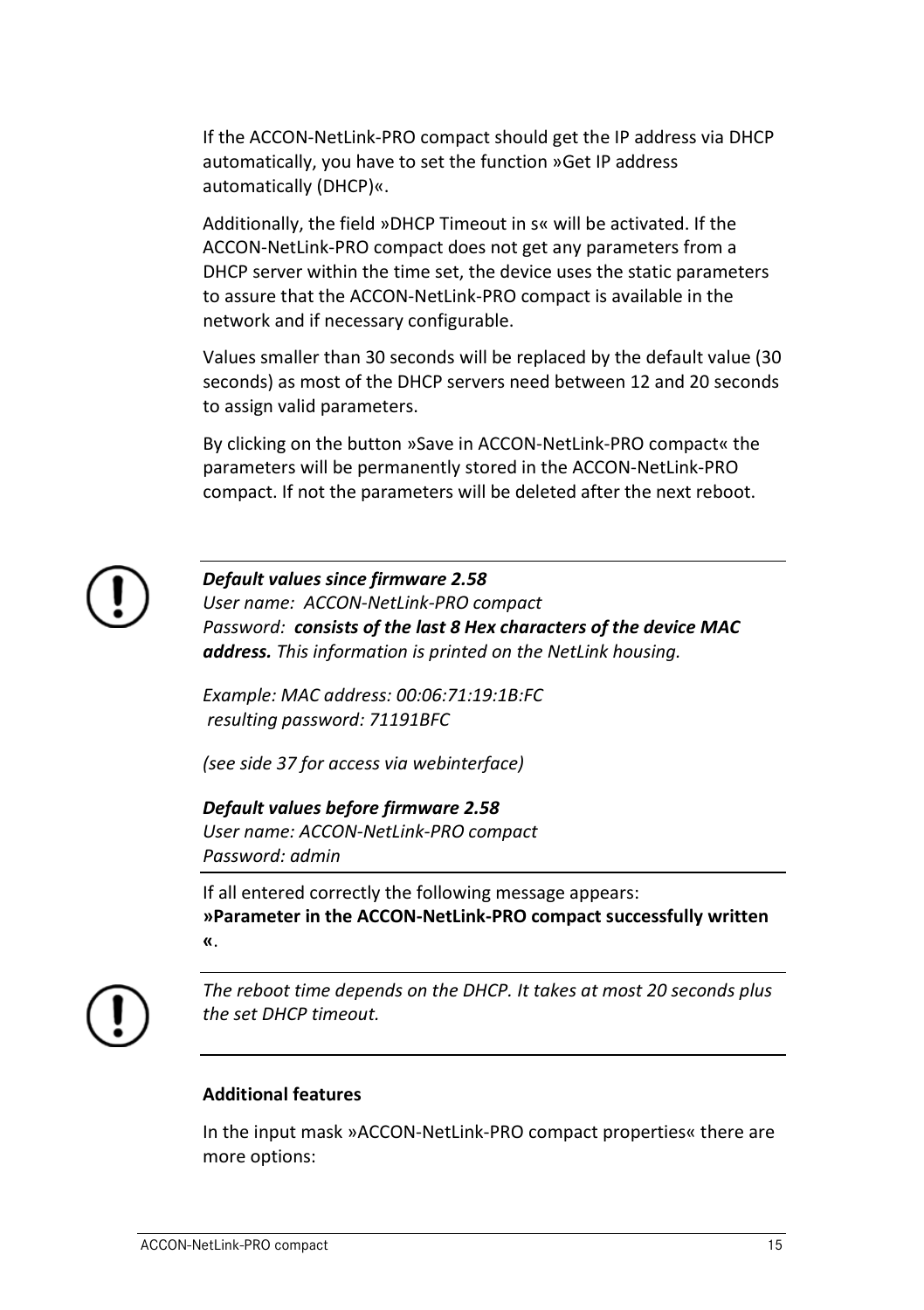If the ACCON-NetLink-PRO compact should get the IP address via DHCP automatically, you have to set the function »Get IP address automatically (DHCP)«.

Additionally, the field »DHCP Timeout in s« will be activated. If the ACCON-NetLink-PRO compact does not get any parameters from a DHCP server within the time set, the device uses the static parameters to assure that the ACCON-NetLink-PRO compact is available in the network and if necessary configurable.

Values smaller than 30 seconds will be replaced by the default value (30 seconds) as most of the DHCP servers need between 12 and 20 seconds to assign valid parameters.

By clicking on the button »Save in ACCON-NetLink-PRO compact« the parameters will be permanently stored in the ACCON-NetLink-PRO compact. If not the parameters will be deleted after the next reboot.

---

***Default values since firmware 2.58***
*User name: ACCON-NetLink-PRO compact*
*Password:* ***consists of the last 8 Hex characters of the device MAC address.*** *This information is printed on the NetLink housing.*

*Example: MAC address: 00:06:71:19:1B:FC*
*resulting password: 71191BFC*

*(see side 37 for access via webinterface)*

***Default values before firmware 2.58***
*User name: ACCON-NetLink-PRO compact*
*Password: admin*

---

If all entered correctly the following message appears:
**»Parameter in the ACCON-NetLink-PRO compact successfully written «**.

---

*The reboot time depends on the DHCP. It takes at most 20 seconds plus the set DHCP timeout.*

---

**Additional features**

In the input mask »ACCON-NetLink-PRO compact properties« there are more options: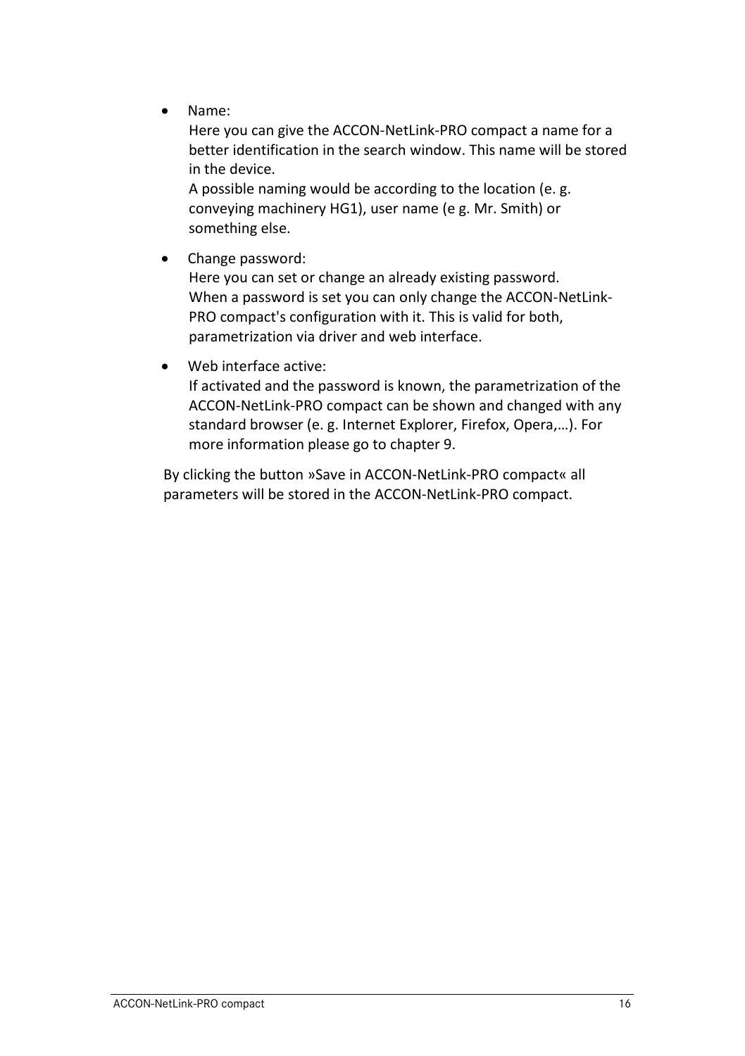- Name:
  Here you can give the ACCON-NetLink-PRO compact a name for a better identification in the search window. This name will be stored in the device.
  A possible naming would be according to the location (e. g. conveying machinery HG1), user name (e g. Mr. Smith) or something else.

- Change password:
  Here you can set or change an already existing password.
  When a password is set you can only change the ACCON-NetLink-PRO compact's configuration with it. This is valid for both, parametrization via driver and web interface.

- Web interface active:
  If activated and the password is known, the parametrization of the ACCON-NetLink-PRO compact can be shown and changed with any standard browser (e. g. Internet Explorer, Firefox, Opera,…). For more information please go to chapter 9.

By clicking the button »Save in ACCON-NetLink-PRO compact« all parameters will be stored in the ACCON-NetLink-PRO compact.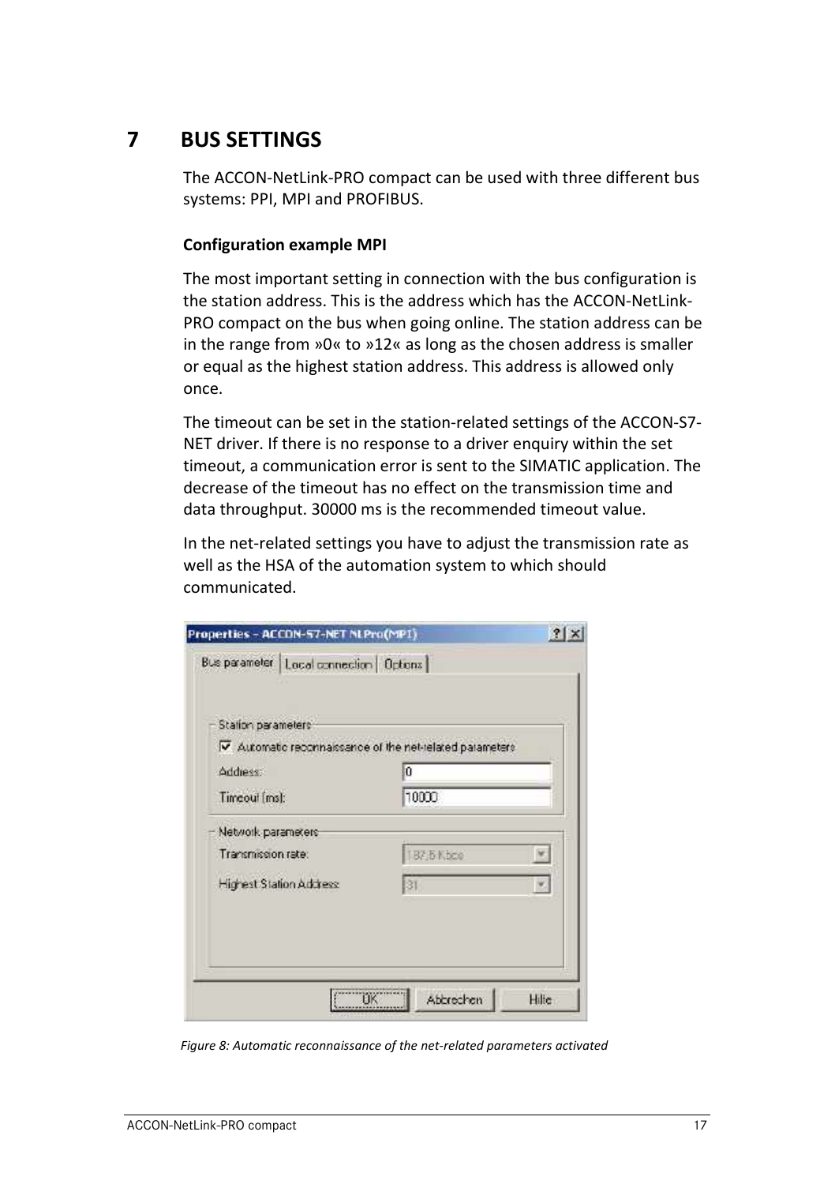# 7 BUS SETTINGS

The ACCON-NetLink-PRO compact can be used with three different bus systems: PPI, MPI and PROFIBUS.

**Configuration example MPI**

The most important setting in connection with the bus configuration is the station address. This is the address which has the ACCON-NetLink-PRO compact on the bus when going online. The station address can be in the range from »0« to »12« as long as the chosen address is smaller or equal as the highest station address. This address is allowed only once.

The timeout can be set in the station-related settings of the ACCON-S7-NET driver. If there is no response to a driver enquiry within the set timeout, a communication error is sent to the SIMATIC application. The decrease of the timeout has no effect on the transmission time and data throughput. 30000 ms is the recommended timeout value.

In the net-related settings you have to adjust the transmission rate as well as the HSA of the automation system to which should communicated.

*Figure 8: Automatic reconnaissance of the net-related parameters activated*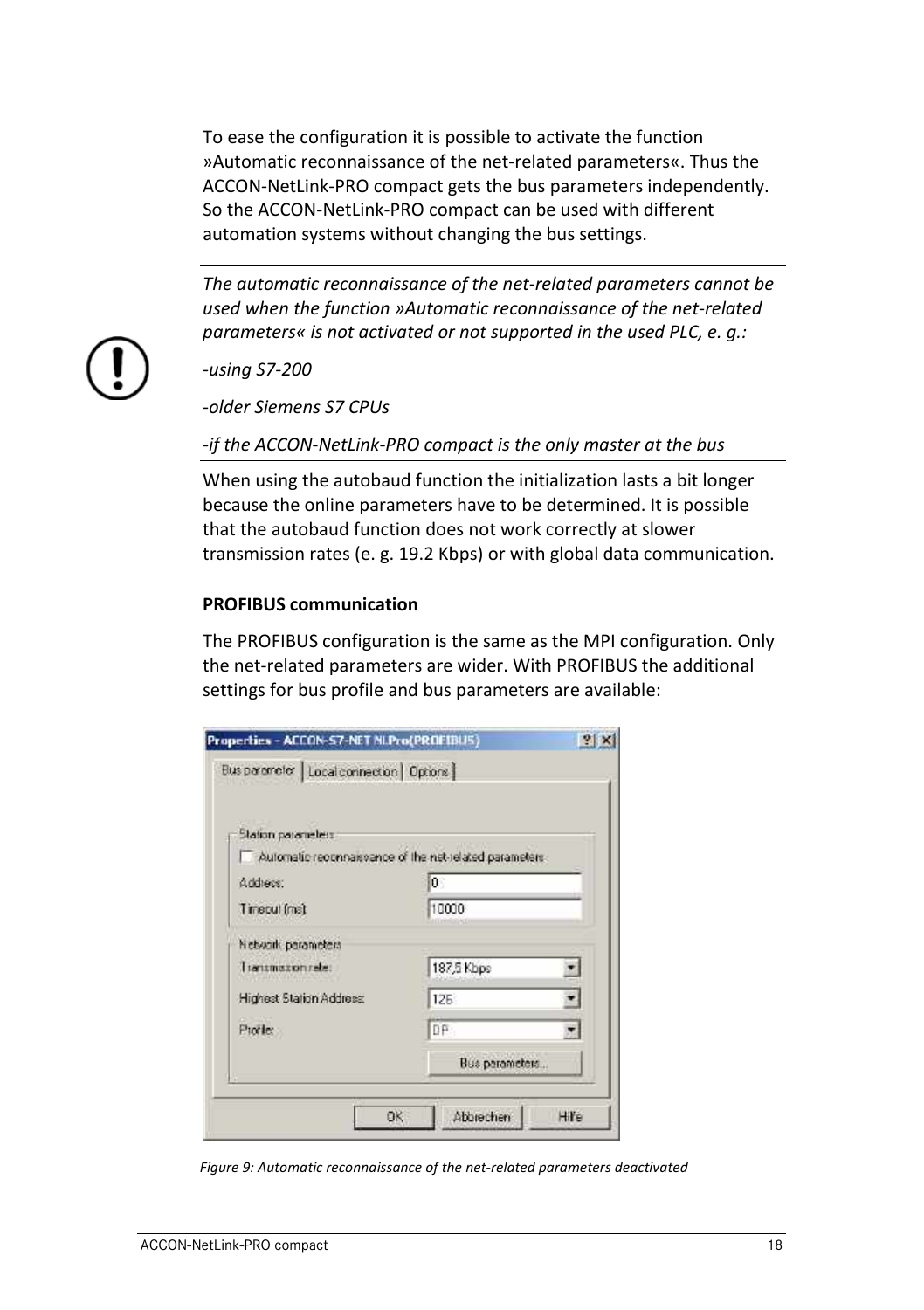To ease the configuration it is possible to activate the function »Automatic reconnaissance of the net-related parameters«. Thus the ACCON-NetLink-PRO compact gets the bus parameters independently. So the ACCON-NetLink-PRO compact can be used with different automation systems without changing the bus settings.

---

*The automatic reconnaissance of the net-related parameters cannot be used when the function »Automatic reconnaissance of the net-related parameters« is not activated or not supported in the used PLC, e. g.:*

*-using S7-200*

*-older Siemens S7 CPUs*

*-if the ACCON-NetLink-PRO compact is the only master at the bus*

---

When using the autobaud function the initialization lasts a bit longer because the online parameters have to be determined. It is possible that the autobaud function does not work correctly at slower transmission rates (e. g. 19.2 Kbps) or with global data communication.

**PROFIBUS communication**

The PROFIBUS configuration is the same as the MPI configuration. Only the net-related parameters are wider. With PROFIBUS the additional settings for bus profile and bus parameters are available:

*Figure 9: Automatic reconnaissance of the net-related parameters deactivated*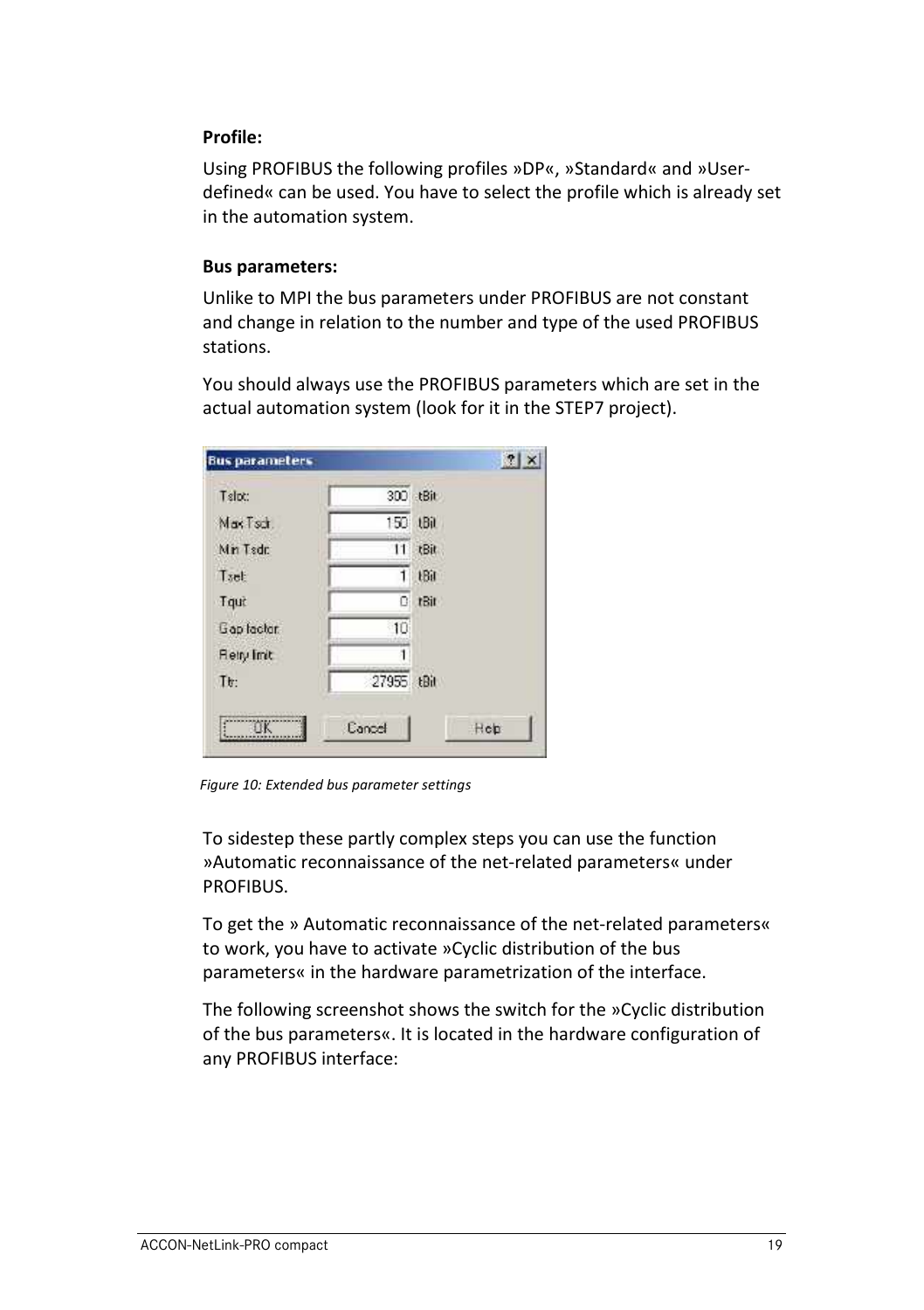**Profile:**

Using PROFIBUS the following profiles »DP«, »Standard« and »User-defined« can be used. You have to select the profile which is already set in the automation system.

**Bus parameters:**

Unlike to MPI the bus parameters under PROFIBUS are not constant and change in relation to the number and type of the used PROFIBUS stations.

You should always use the PROFIBUS parameters which are set in the actual automation system (look for it in the STEP7 project).

**Bus parameters**

| Parameter | Value | Unit |
|---|---|---|
| Tslot: | 300 | tBit |
| Max Tsdr: | 150 | tBit |
| Min Tsdr: | 11 | tBit |
| Tset: | 1 | tBit |
| Tqui: | 0 | tBit |
| Gap factor: | 10 | |
| Retry limit: | 1 | |
| Ttr: | 27955 | tBit |

OK | Cancel | Help

*Figure 10: Extended bus parameter settings*

To sidestep these partly complex steps you can use the function »Automatic reconnaissance of the net-related parameters« under PROFIBUS.

To get the » Automatic reconnaissance of the net-related parameters« to work, you have to activate »Cyclic distribution of the bus parameters« in the hardware parametrization of the interface.

The following screenshot shows the switch for the »Cyclic distribution of the bus parameters«. It is located in the hardware configuration of any PROFIBUS interface: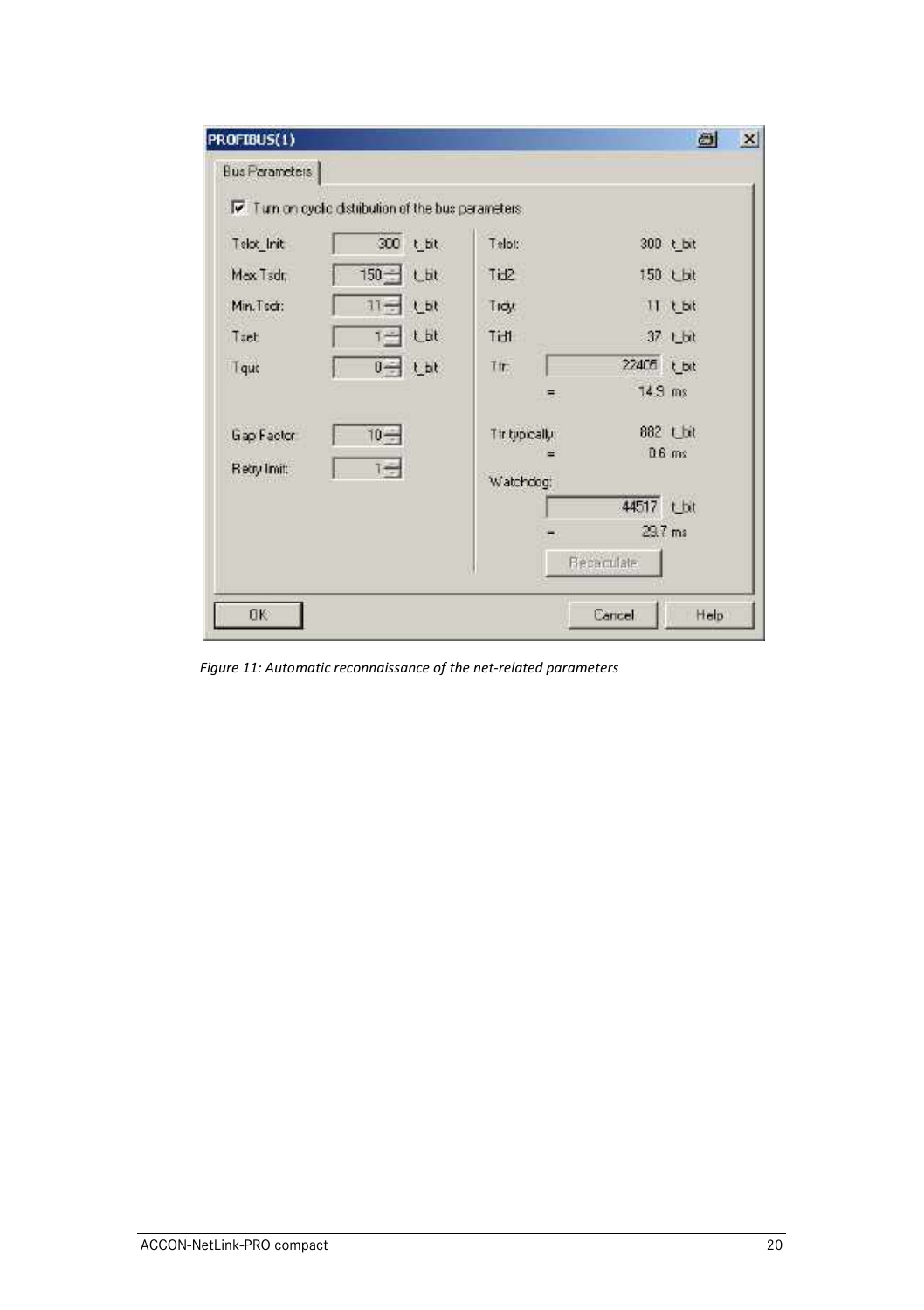**PROFIBUS(1)**

Bus Parameters

☑ Turn on cyclic distribution of the bus parameters

| Parameter | Value | Unit | Parameter | Value | Unit |
|---|---|---|---|---|---|
| Tslot_Init | 300 | t_bit | Tslot: | 300 | t_bit |
| Max.Tsdr: | 150 | t_bit | Tid2: | 150 | t_bit |
| Min.Tsdr: | 11 | t_bit | Trdy: | 11 | t_bit |
| Tset: | 1 | t_bit | Tid1: | 37 | t_bit |
| Tqui: | 0 | t_bit | Ttr: | 22405 | t_bit |
| | | | = | 14.9 | ms |
| Gap Factor: | 10 | | Ttr typically: | 882 | t_bit |
| | | | = | 0.6 | ms |
| Retry limit: | 1 | | Watchdog: | 44517 | t_bit |
| | | | = | 29.7 | ms |

Recalculate

OK | Cancel | Help

*Figure 11: Automatic reconnaissance of the net-related parameters*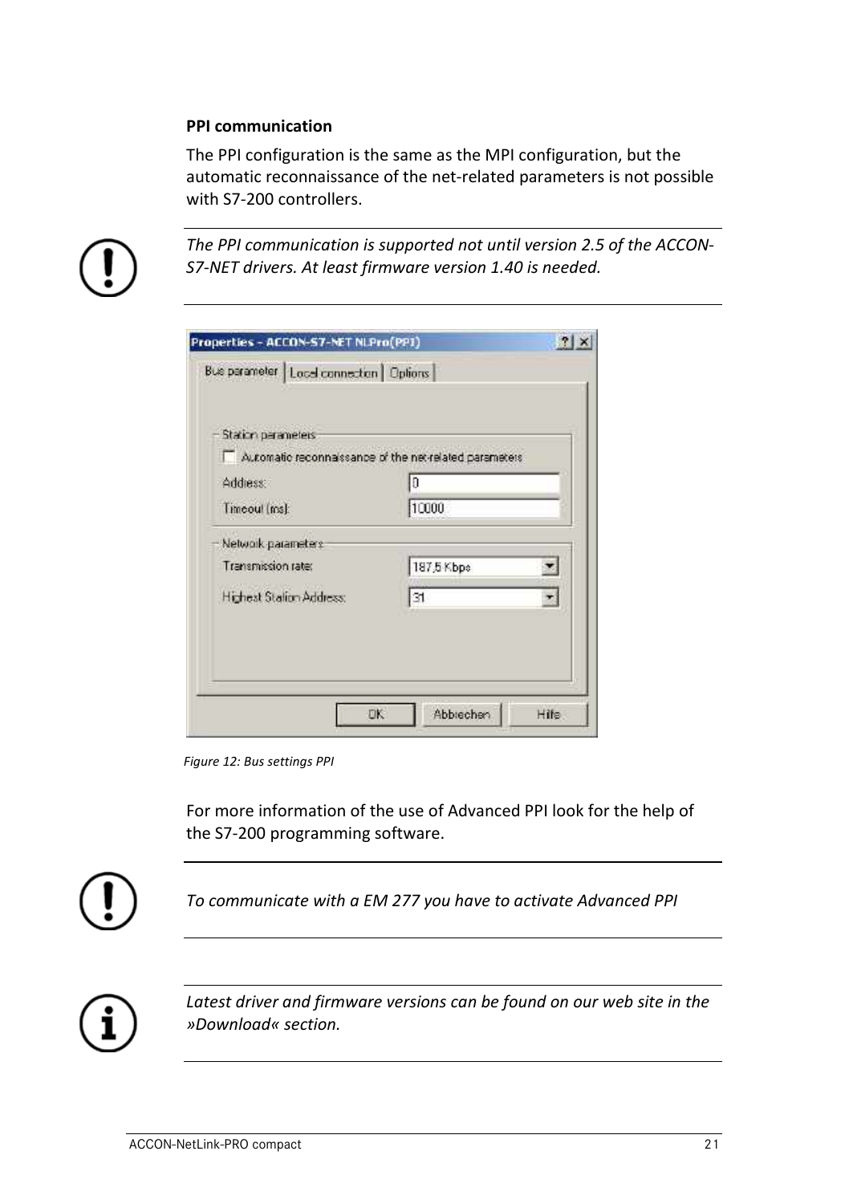**PPI communication**

The PPI configuration is the same as the MPI configuration, but the automatic reconnaissance of the net-related parameters is not possible with S7-200 controllers.

*The PPI communication is supported not until version 2.5 of the ACCON-S7-NET drivers. At least firmware version 1.40 is needed.*

Figure 12: Bus settings PPI

For more information of the use of Advanced PPI look for the help of the S7-200 programming software.

*To communicate with a EM 277 you have to activate Advanced PPI*

*Latest driver and firmware versions can be found on our web site in the »Download« section.*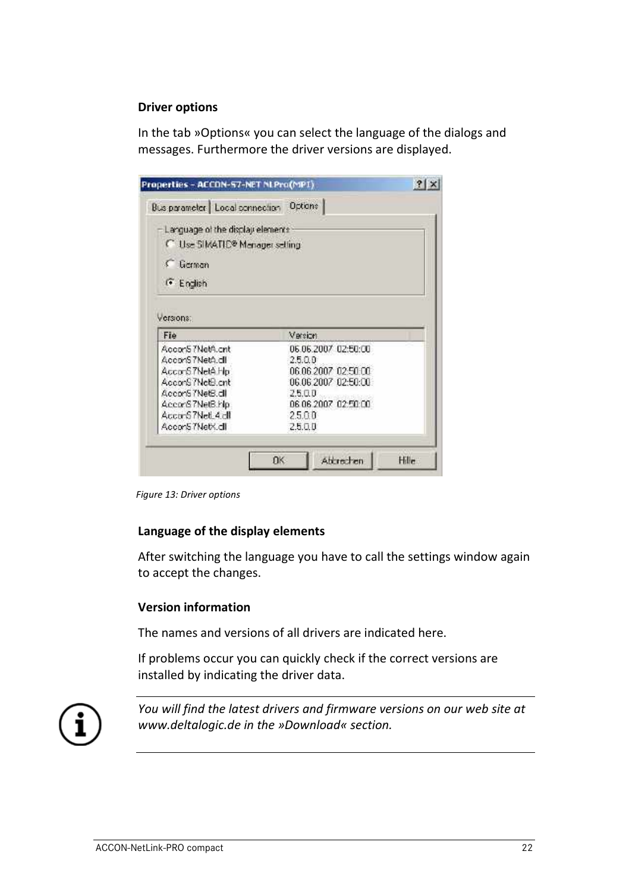### Driver options

In the tab »Options« you can select the language of the dialogs and messages. Furthermore the driver versions are displayed.

*Figure 13: Driver options*

### Language of the display elements

After switching the language you have to call the settings window again to accept the changes.

### Version information

The names and versions of all drivers are indicated here.

If problems occur you can quickly check if the correct versions are installed by indicating the driver data.

*You will find the latest drivers and firmware versions on our web site at www.deltalogic.de in the »Download« section.*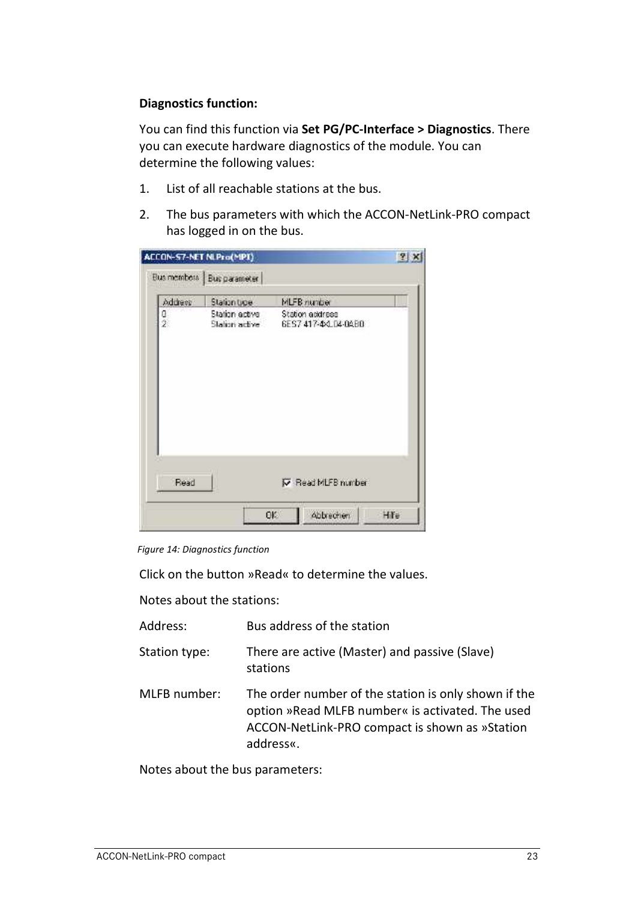**Diagnostics function:**

You can find this function via **Set PG/PC-Interface > Diagnostics**. There you can execute hardware diagnostics of the module. You can determine the following values:

1. List of all reachable stations at the bus.
2. The bus parameters with which the ACCON-NetLink-PRO compact has logged in on the bus.

*Figure 14: Diagnostics function*

Click on the button »Read« to determine the values.

Notes about the stations:

| | |
|---|---|
| Address: | Bus address of the station |
| Station type: | There are active (Master) and passive (Slave) stations |
| MLFB number: | The order number of the station is only shown if the option »Read MLFB number« is activated. The used ACCON-NetLink-PRO compact is shown as »Station address«. |

Notes about the bus parameters: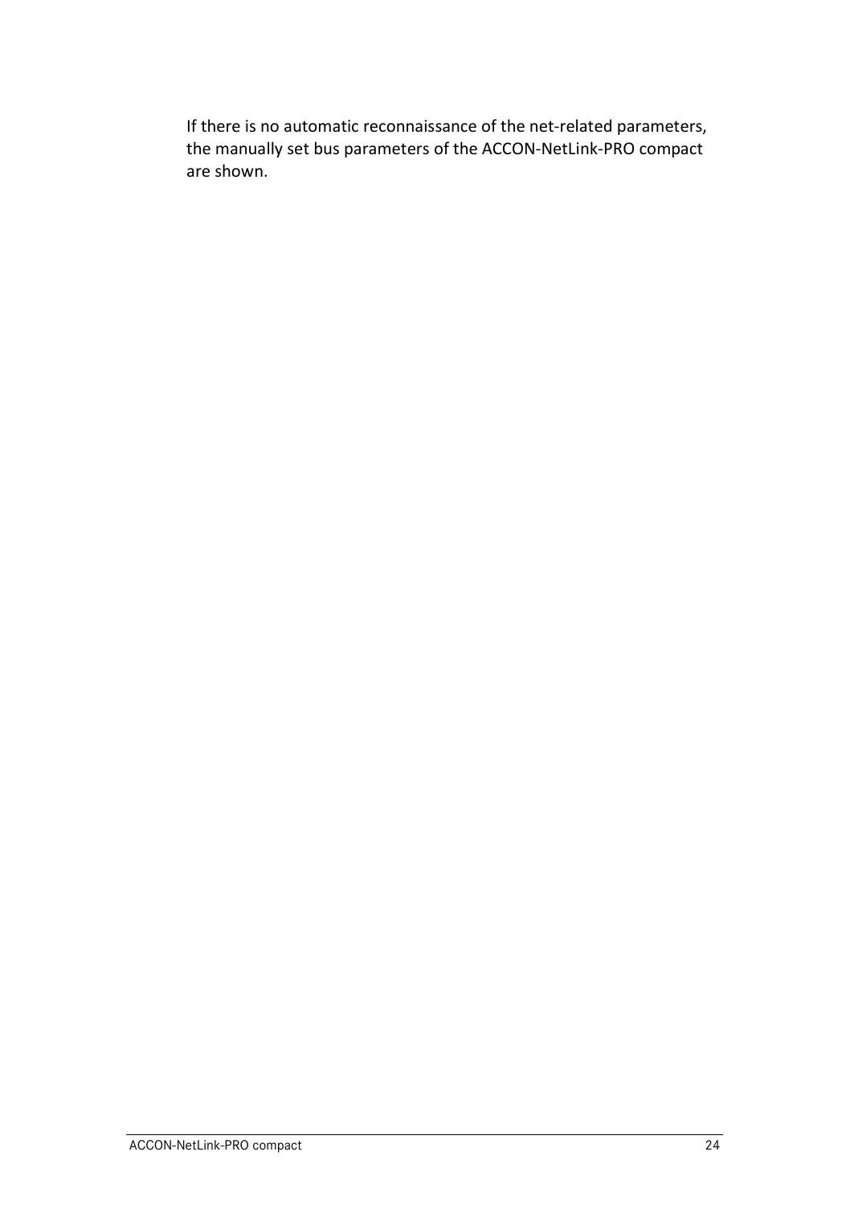If there is no automatic reconnaissance of the net-related parameters, the manually set bus parameters of the ACCON-NetLink-PRO compact are shown.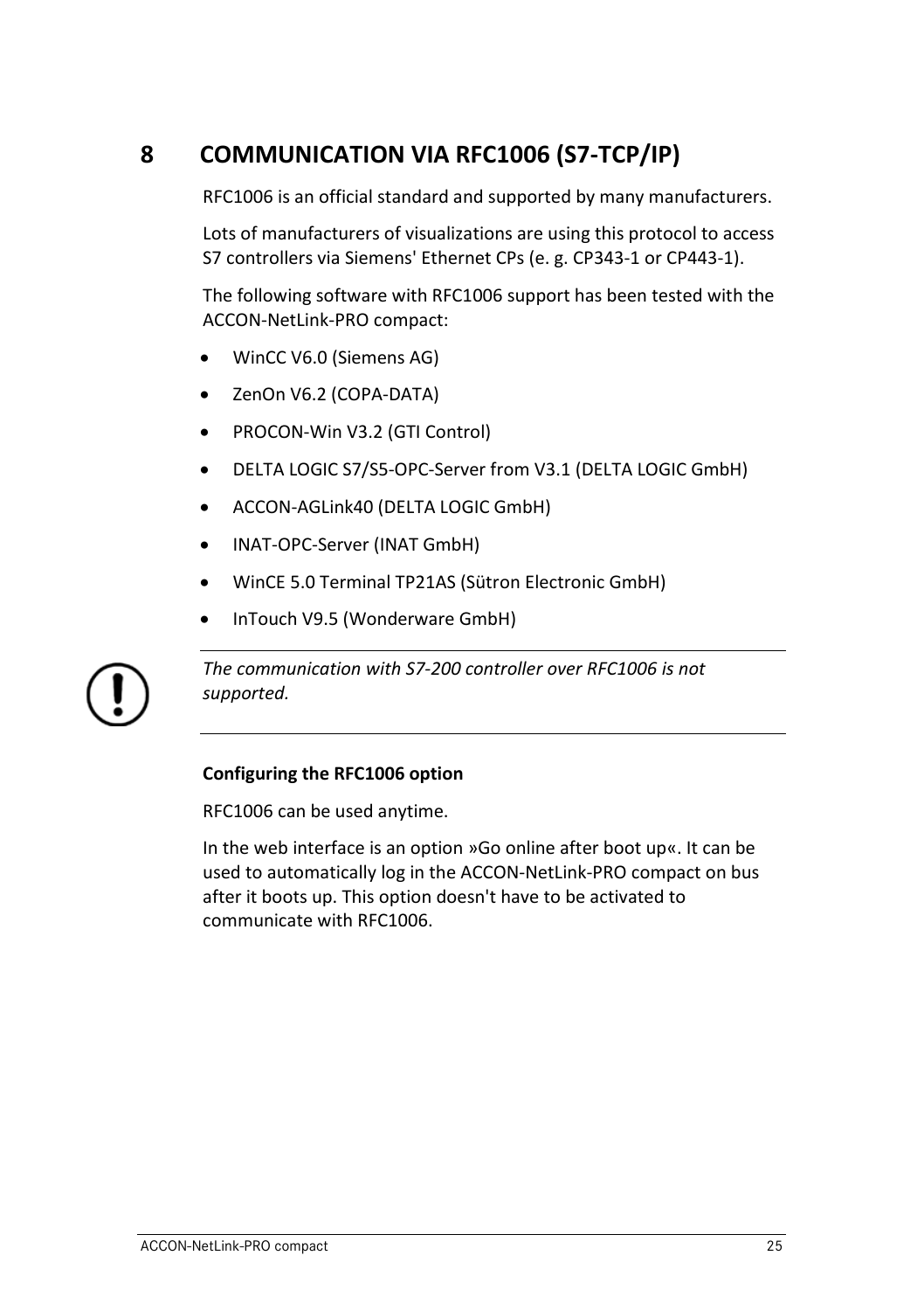# 8 COMMUNICATION VIA RFC1006 (S7-TCP/IP)

RFC1006 is an official standard and supported by many manufacturers.

Lots of manufacturers of visualizations are using this protocol to access S7 controllers via Siemens' Ethernet CPs (e. g. CP343-1 or CP443-1).

The following software with RFC1006 support has been tested with the ACCON-NetLink-PRO compact:

- WinCC V6.0 (Siemens AG)
- ZenOn V6.2 (COPA-DATA)
- PROCON-Win V3.2 (GTI Control)
- DELTA LOGIC S7/S5-OPC-Server from V3.1 (DELTA LOGIC GmbH)
- ACCON-AGLink40 (DELTA LOGIC GmbH)
- INAT-OPC-Server (INAT GmbH)
- WinCE 5.0 Terminal TP21AS (Sütron Electronic GmbH)
- InTouch V9.5 (Wonderware GmbH)

---

*The communication with S7-200 controller over RFC1006 is not supported.*

---

**Configuring the RFC1006 option**

RFC1006 can be used anytime.

In the web interface is an option »Go online after boot up«. It can be used to automatically log in the ACCON-NetLink-PRO compact on bus after it boots up. This option doesn't have to be activated to communicate with RFC1006.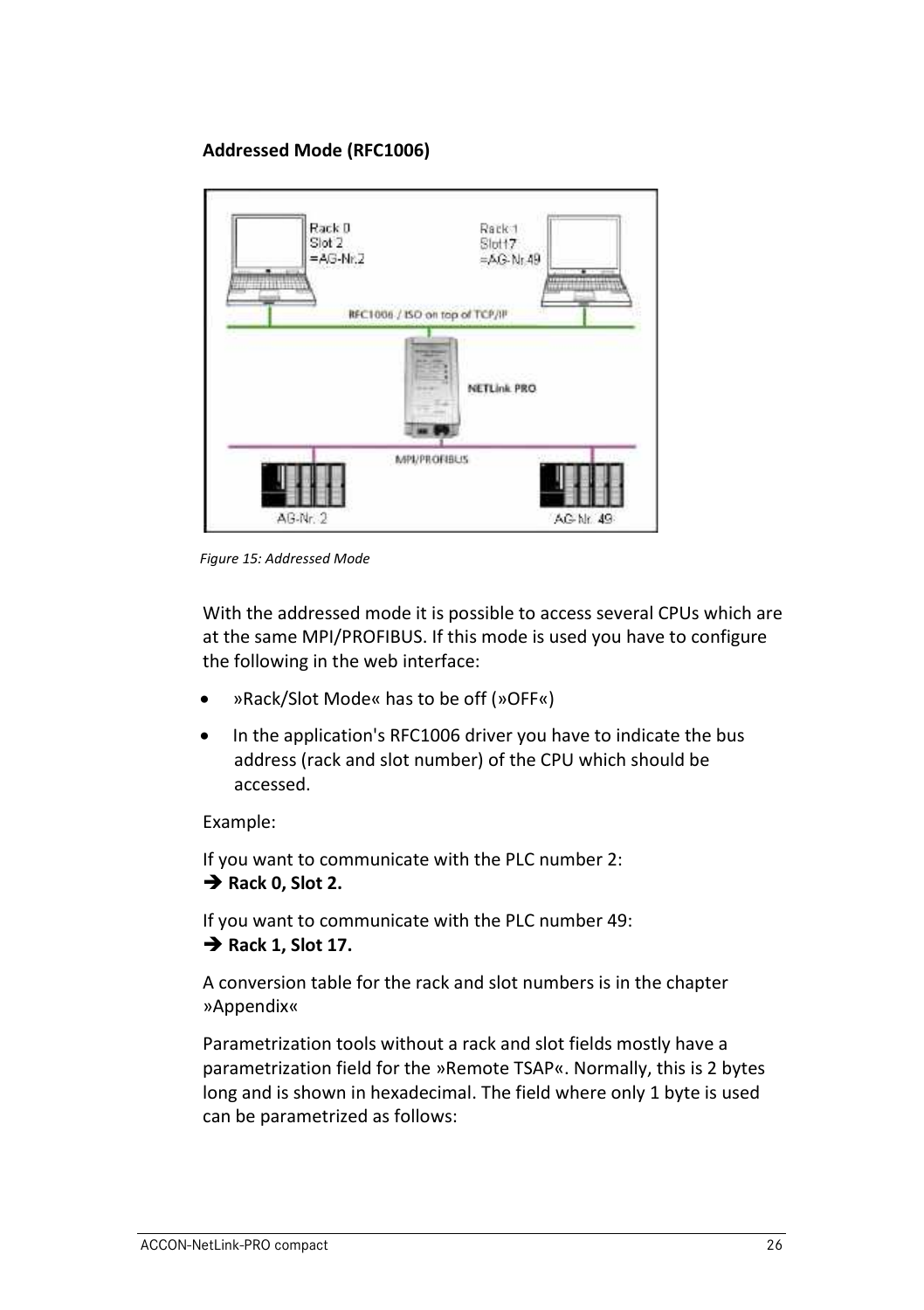**Addressed Mode (RFC1006)**

*Figure 15: Addressed Mode*

With the addressed mode it is possible to access several CPUs which are at the same MPI/PROFIBUS. If this mode is used you have to configure the following in the web interface:

- »Rack/Slot Mode« has to be off (»OFF«)
- In the application's RFC1006 driver you have to indicate the bus address (rack and slot number) of the CPU which should be accessed.

Example:

If you want to communicate with the PLC number 2:
➔ **Rack 0, Slot 2.**

If you want to communicate with the PLC number 49:
➔ **Rack 1, Slot 17.**

A conversion table for the rack and slot numbers is in the chapter »Appendix«

Parametrization tools without a rack and slot fields mostly have a parametrization field for the »Remote TSAP«. Normally, this is 2 bytes long and is shown in hexadecimal. The field where only 1 byte is used can be parametrized as follows: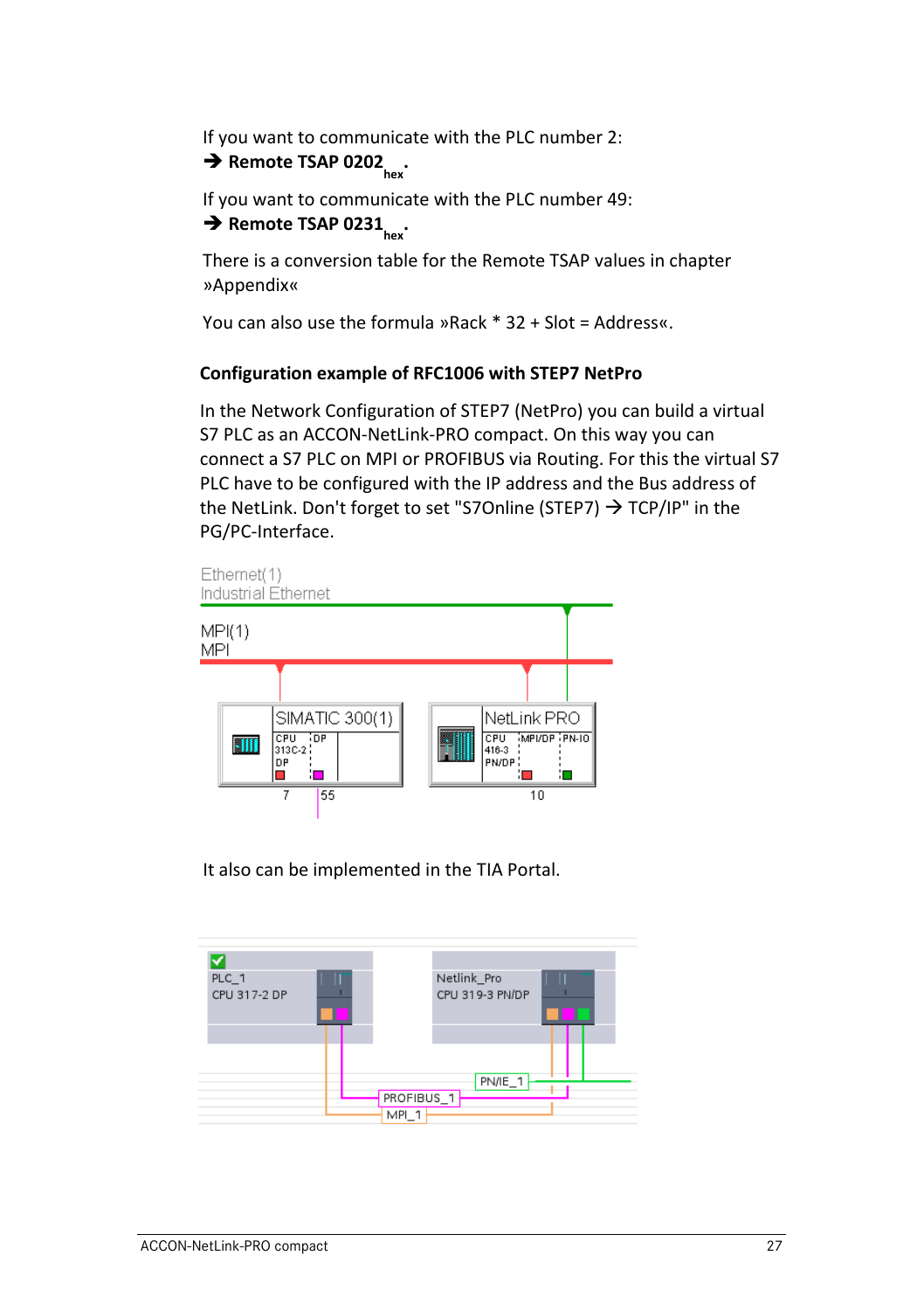If you want to communicate with the PLC number 2:

➔ **Remote TSAP 0202**$_{\textbf{hex}}$.

If you want to communicate with the PLC number 49:

➔ **Remote TSAP 0231**$_{\textbf{hex}}$.

There is a conversion table for the Remote TSAP values in chapter »Appendix«

You can also use the formula »Rack * 32 + Slot = Address«.

### Configuration example of RFC1006 with STEP7 NetPro

In the Network Configuration of STEP7 (NetPro) you can build a virtual S7 PLC as an ACCON-NetLink-PRO compact. On this way you can connect a S7 PLC on MPI or PROFIBUS via Routing. For this the virtual S7 PLC have to be configured with the IP address and the Bus address of the NetLink. Don't forget to set "S7Online (STEP7) → TCP/IP" in the PG/PC-Interface.

It also can be implemented in the TIA Portal.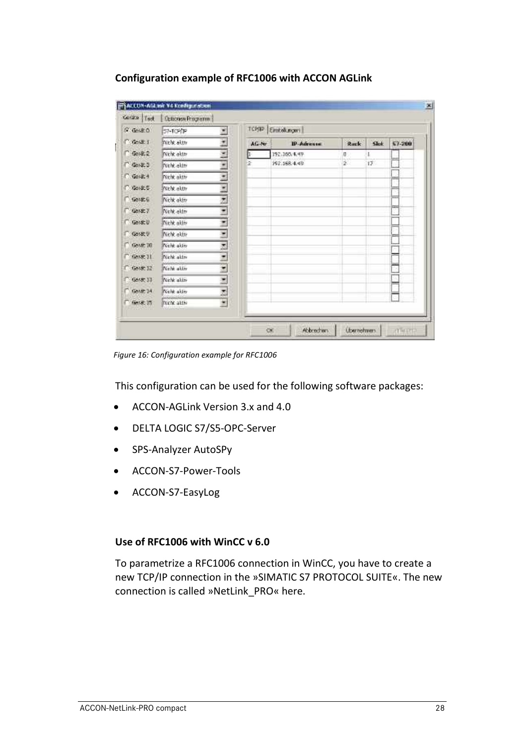**Configuration example of RFC1006 with ACCON AGLink**

*Figure 16: Configuration example for RFC1006*

This configuration can be used for the following software packages:

- ACCON-AGLink Version 3.x and 4.0
- DELTA LOGIC S7/S5-OPC-Server
- SPS-Analyzer AutoSPy
- ACCON-S7-Power-Tools
- ACCON-S7-EasyLog

**Use of RFC1006 with WinCC v 6.0**

To parametrize a RFC1006 connection in WinCC, you have to create a new TCP/IP connection in the »SIMATIC S7 PROTOCOL SUITE«. The new connection is called »NetLink_PRO« here.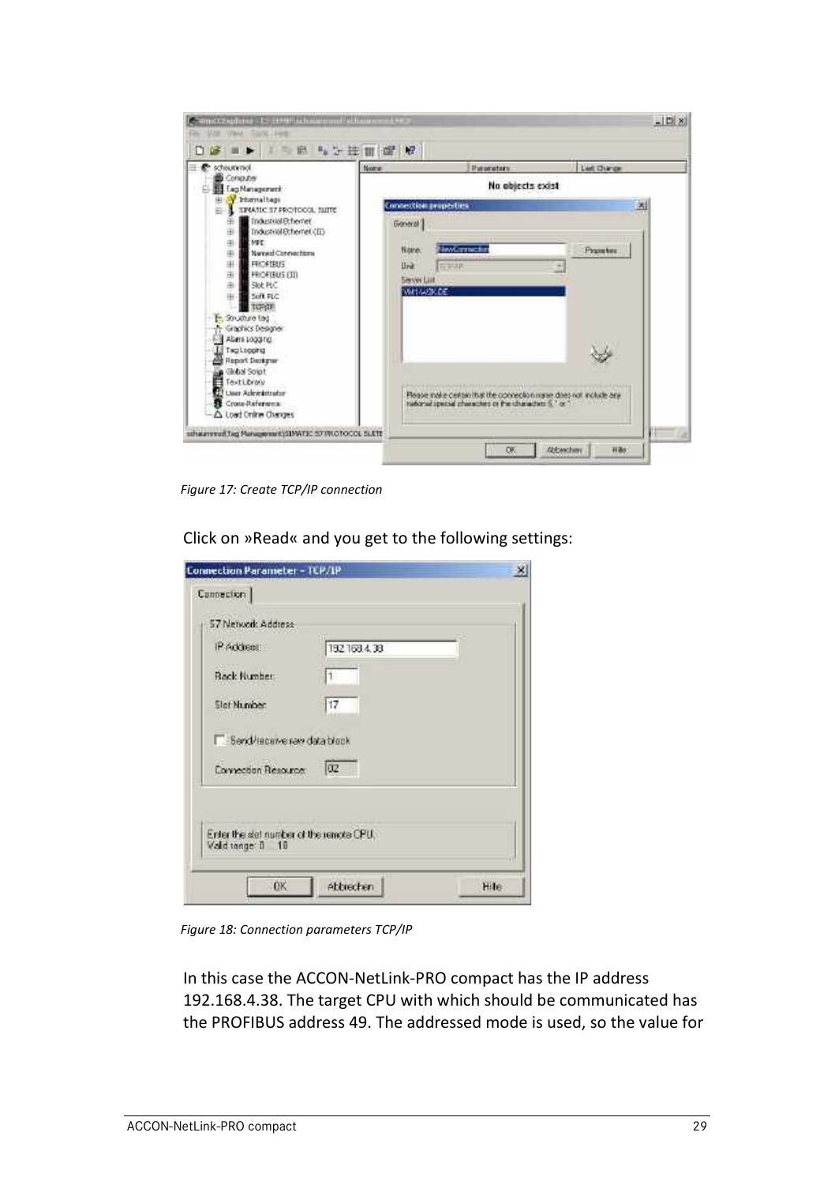*Figure 17: Create TCP/IP connection*

Click on »Read« and you get to the following settings:

*Figure 18: Connection parameters TCP/IP*

In this case the ACCON-NetLink-PRO compact has the IP address 192.168.4.38. The target CPU with which should be communicated has the PROFIBUS address 49. The addressed mode is used, so the value for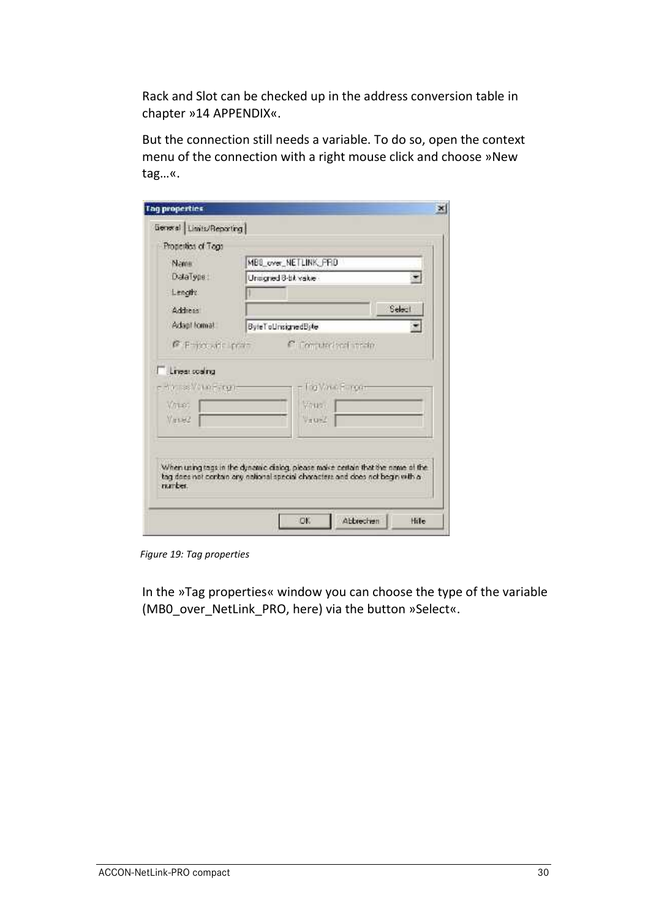Rack and Slot can be checked up in the address conversion table in chapter »14 APPENDIX«.

But the connection still needs a variable. To do so, open the context menu of the connection with a right mouse click and choose »New tag…«.

*Figure 19: Tag properties*

In the »Tag properties« window you can choose the type of the variable (MB0_over_NetLink_PRO, here) via the button »Select«.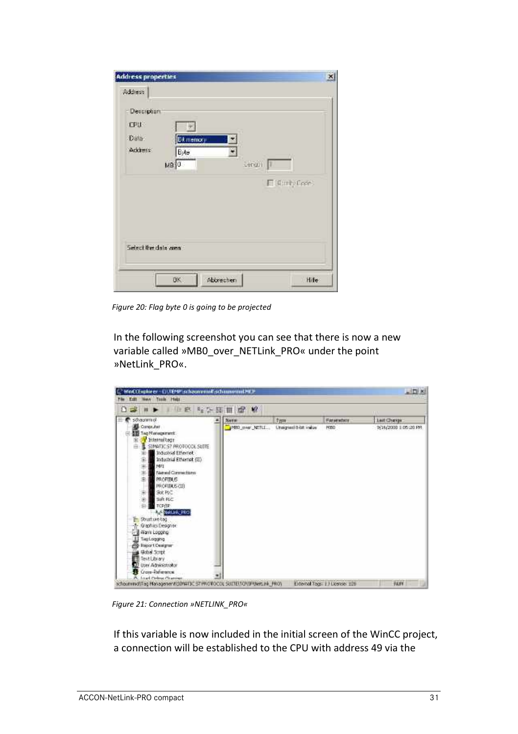Figure 20: Flag byte 0 is going to be projected

In the following screenshot you can see that there is now a new variable called »MB0_over_NETLink_PRO« under the point »NetLink_PRO«.

Figure 21: Connection »NETLINK_PRO«

If this variable is now included in the initial screen of the WinCC project, a connection will be established to the CPU with address 49 via the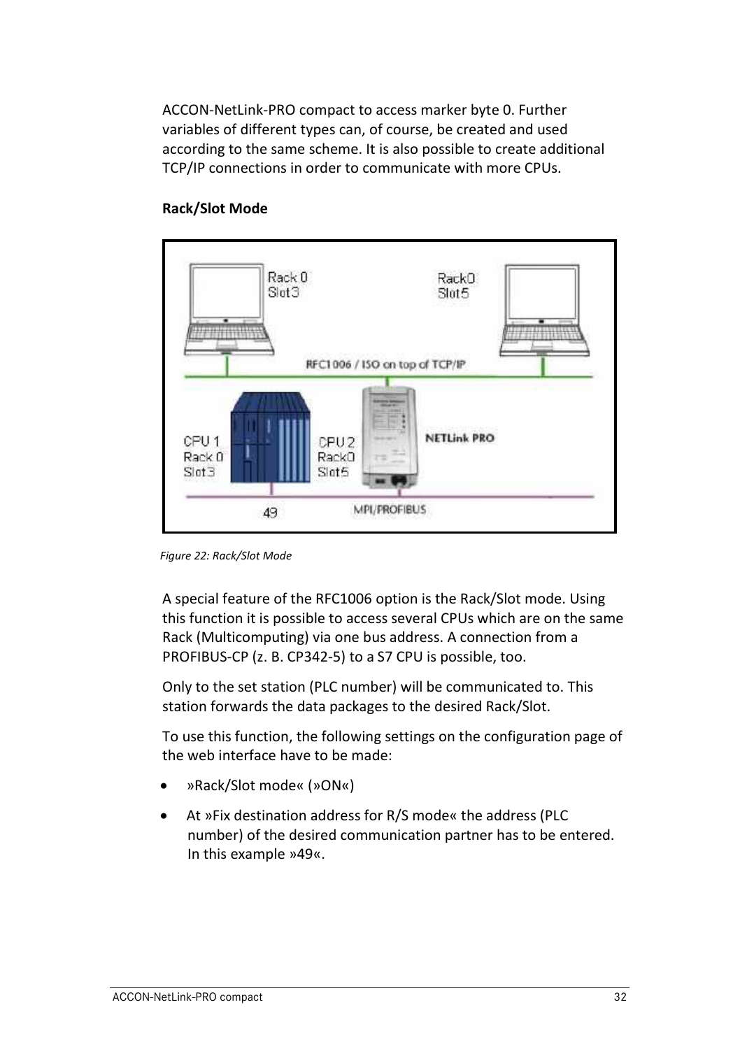ACCON-NetLink-PRO compact to access marker byte 0. Further variables of different types can, of course, be created and used according to the same scheme. It is also possible to create additional TCP/IP connections in order to communicate with more CPUs.

**Rack/Slot Mode**

*Figure 22: Rack/Slot Mode*

A special feature of the RFC1006 option is the Rack/Slot mode. Using this function it is possible to access several CPUs which are on the same Rack (Multicomputing) via one bus address. A connection from a PROFIBUS-CP (z. B. CP342-5) to a S7 CPU is possible, too.

Only to the set station (PLC number) will be communicated to. This station forwards the data packages to the desired Rack/Slot.

To use this function, the following settings on the configuration page of the web interface have to be made:

- »Rack/Slot mode« (»ON«)
- At »Fix destination address for R/S mode« the address (PLC number) of the desired communication partner has to be entered. In this example »49«.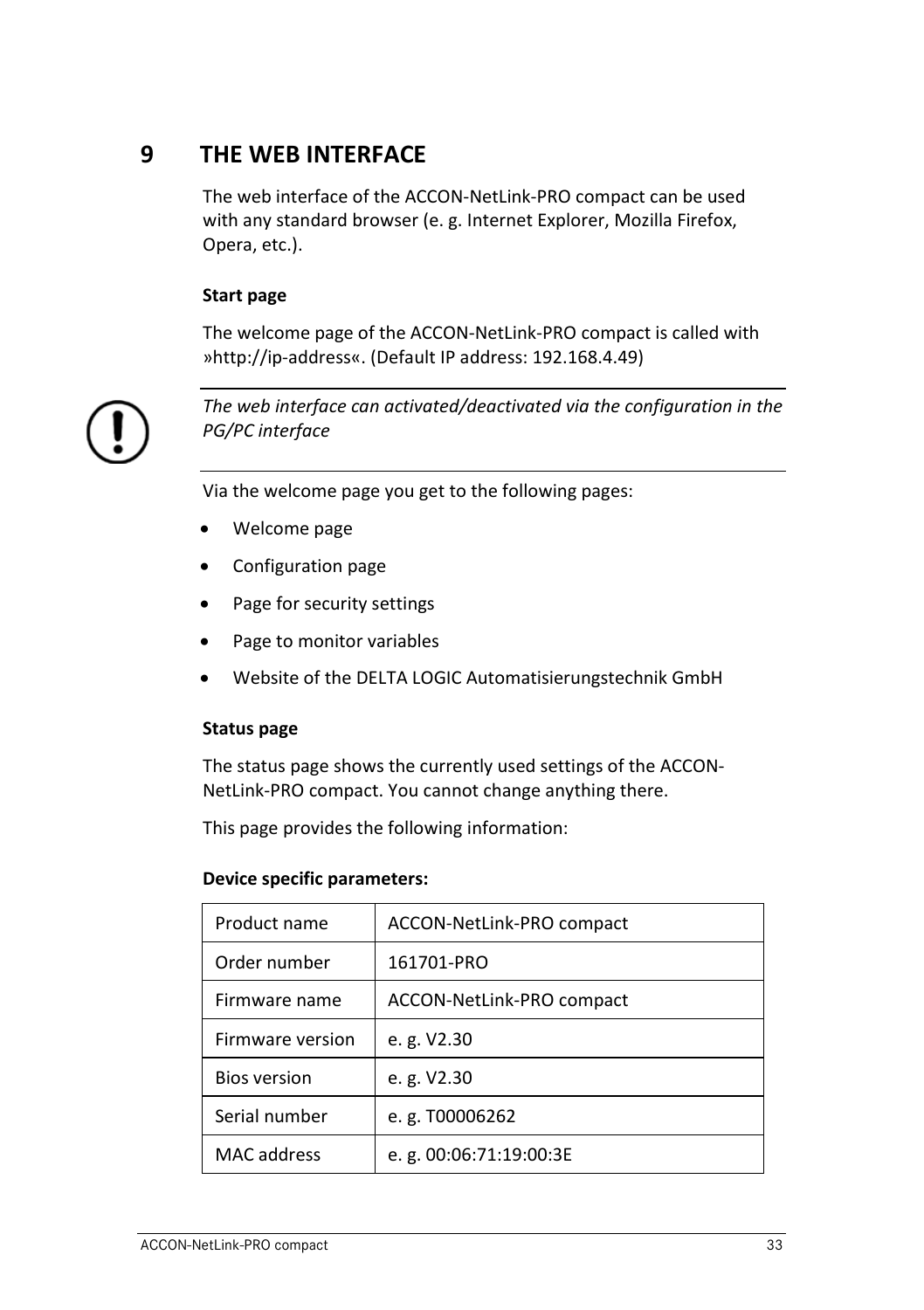# 9 THE WEB INTERFACE

The web interface of the ACCON-NetLink-PRO compact can be used with any standard browser (e. g. Internet Explorer, Mozilla Firefox, Opera, etc.).

**Start page**

The welcome page of the ACCON-NetLink-PRO compact is called with »http://ip-address«. (Default IP address: 192.168.4.49)

---

*The web interface can activated/deactivated via the configuration in the PG/PC interface*

---

Via the welcome page you get to the following pages:

- Welcome page
- Configuration page
- Page for security settings
- Page to monitor variables
- Website of the DELTA LOGIC Automatisierungstechnik GmbH

**Status page**

The status page shows the currently used settings of the ACCON-NetLink-PRO compact. You cannot change anything there.

This page provides the following information:

**Device specific parameters:**

| Product name | ACCON-NetLink-PRO compact |
|---|---|
| Order number | 161701-PRO |
| Firmware name | ACCON-NetLink-PRO compact |
| Firmware version | e. g. V2.30 |
| Bios version | e. g. V2.30 |
| Serial number | e. g. T00006262 |
| MAC address | e. g. 00:06:71:19:00:3E |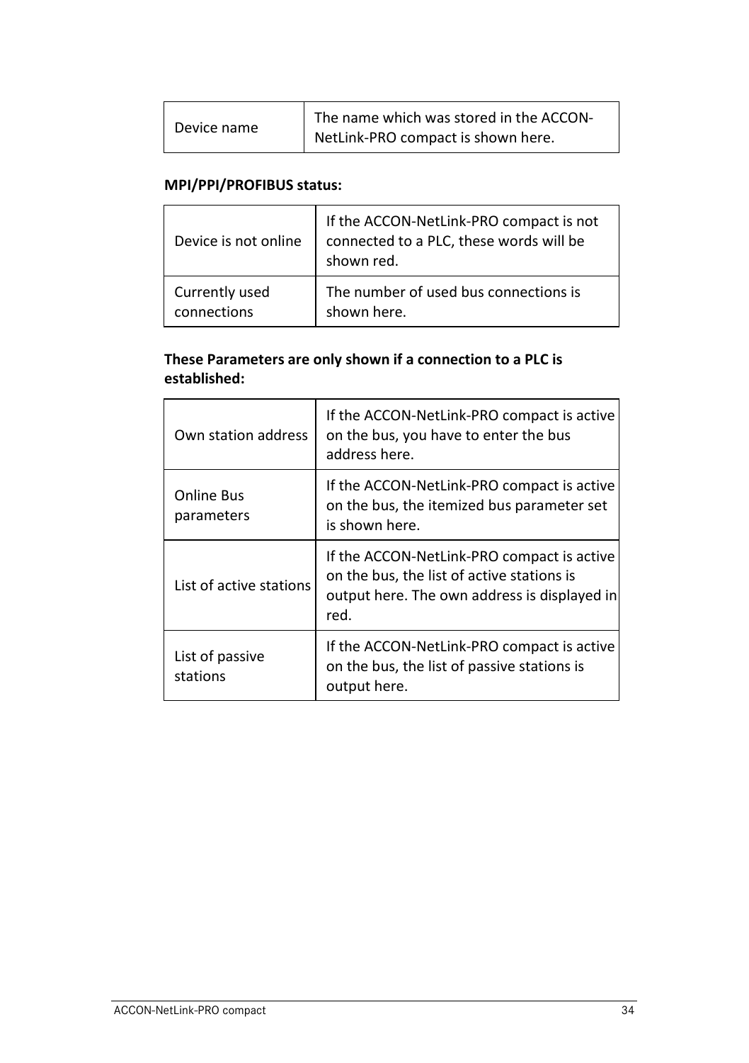| Device name | The name which was stored in the ACCON-NetLink-PRO compact is shown here. |
|---|---|

**MPI/PPI/PROFIBUS status:**

| Device is not online | If the ACCON-NetLink-PRO compact is not connected to a PLC, these words will be shown red. |
|---|---|
| Currently used connections | The number of used bus connections is shown here. |

**These Parameters are only shown if a connection to a PLC is established:**

| Own station address | If the ACCON-NetLink-PRO compact is active on the bus, you have to enter the bus address here. |
|---|---|
| Online Bus parameters | If the ACCON-NetLink-PRO compact is active on the bus, the itemized bus parameter set is shown here. |
| List of active stations | If the ACCON-NetLink-PRO compact is active on the bus, the list of active stations is output here. The own address is displayed in red. |
| List of passive stations | If the ACCON-NetLink-PRO compact is active on the bus, the list of passive stations is output here. |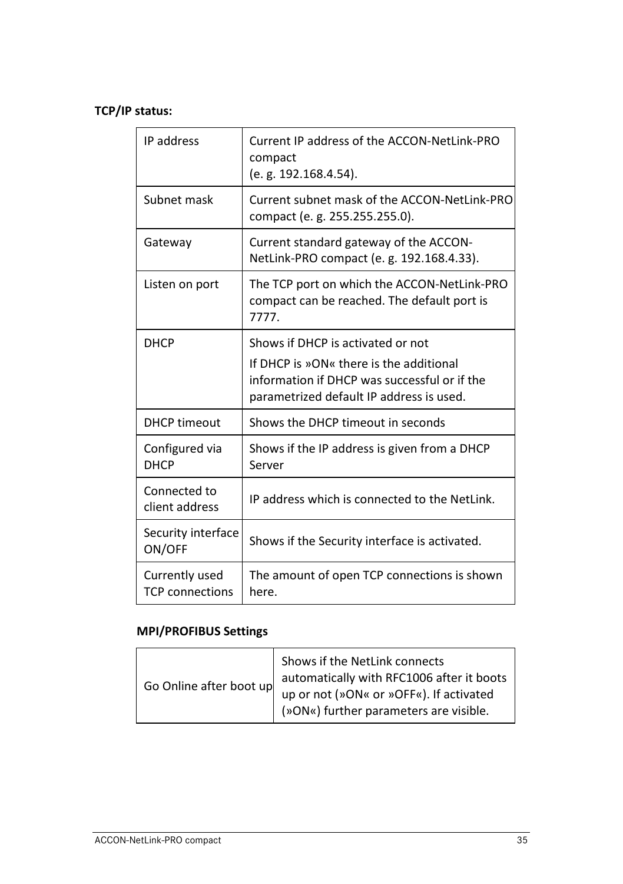**TCP/IP status:**

| | |
|---|---|
| IP address | Current IP address of the ACCON-NetLink-PRO compact (e. g. 192.168.4.54). |
| Subnet mask | Current subnet mask of the ACCON-NetLink-PRO compact (e. g. 255.255.255.0). |
| Gateway | Current standard gateway of the ACCON-NetLink-PRO compact (e. g. 192.168.4.33). |
| Listen on port | The TCP port on which the ACCON-NetLink-PRO compact can be reached. The default port is 7777. |
| DHCP | Shows if DHCP is activated or not<br>If DHCP is »ON« there is the additional information if DHCP was successful or if the parametrized default IP address is used. |
| DHCP timeout | Shows the DHCP timeout in seconds |
| Configured via DHCP | Shows if the IP address is given from a DHCP Server |
| Connected to client address | IP address which is connected to the NetLink. |
| Security interface ON/OFF | Shows if the Security interface is activated. |
| Currently used TCP connections | The amount of open TCP connections is shown here. |

**MPI/PROFIBUS Settings**

| | |
|---|---|
| Go Online after boot up | Shows if the NetLink connects automatically with RFC1006 after it boots up or not (»ON« or »OFF«). If activated (»ON«) further parameters are visible. |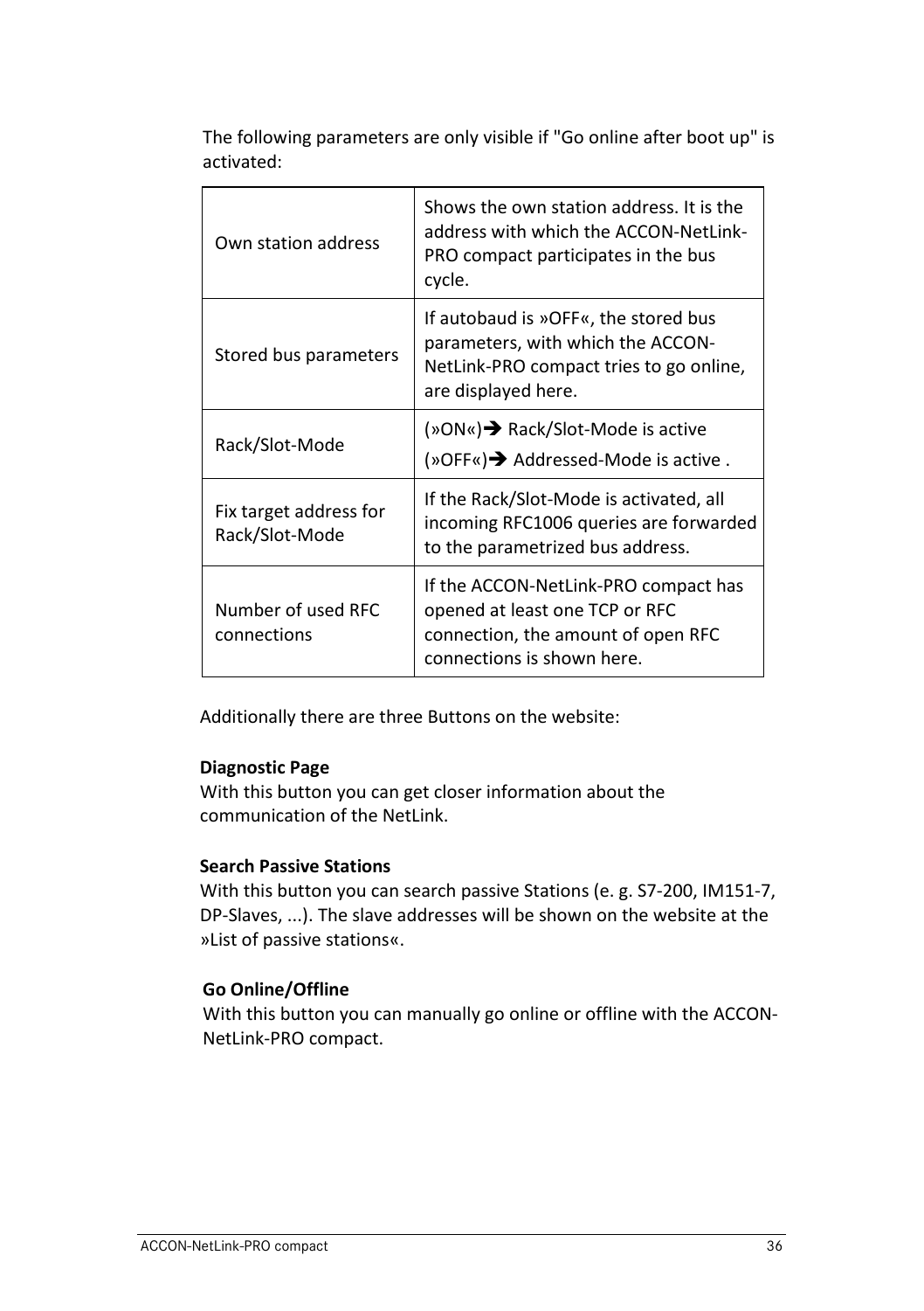The following parameters are only visible if "Go online after boot up" is activated:

| Own station address | Shows the own station address. It is the address with which the ACCON-NetLink-PRO compact participates in the bus cycle. |
|---|---|
| Stored bus parameters | If autobaud is »OFF«, the stored bus parameters, with which the ACCON-NetLink-PRO compact tries to go online, are displayed here. |
| Rack/Slot-Mode | (»ON«)➔ Rack/Slot-Mode is active<br>(»OFF«)➔ Addressed-Mode is active . |
| Fix target address for Rack/Slot-Mode | If the Rack/Slot-Mode is activated, all incoming RFC1006 queries are forwarded to the parametrized bus address. |
| Number of used RFC connections | If the ACCON-NetLink-PRO compact has opened at least one TCP or RFC connection, the amount of open RFC connections is shown here. |

Additionally there are three Buttons on the website:

**Diagnostic Page**
With this button you can get closer information about the communication of the NetLink.

**Search Passive Stations**
With this button you can search passive Stations (e. g. S7-200, IM151-7, DP-Slaves, ...). The slave addresses will be shown on the website at the »List of passive stations«.

**Go Online/Offline**
With this button you can manually go online or offline with the ACCON-NetLink-PRO compact.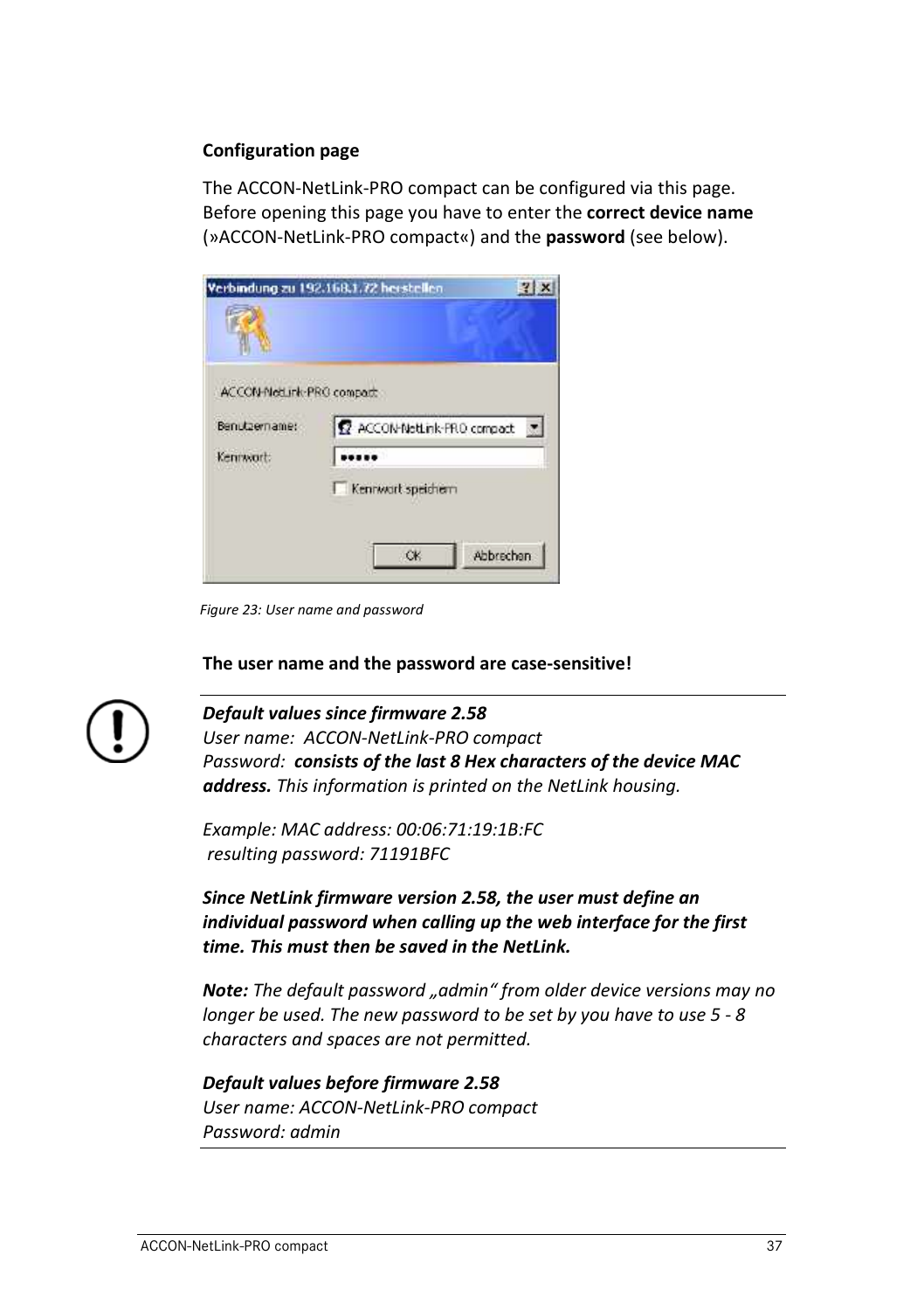**Configuration page**

The ACCON-NetLink-PRO compact can be configured via this page. Before opening this page you have to enter the **correct device name** (»ACCON-NetLink-PRO compact«) and the **password** (see below).

*Figure 23: User name and password*

**The user name and the password are case-sensitive!**

***Default values since firmware 2.58***
*User name: ACCON-NetLink-PRO compact*
*Password:* ***consists of the last 8 Hex characters of the device MAC address.*** *This information is printed on the NetLink housing.*

*Example: MAC address: 00:06:71:19:1B:FC*
*resulting password: 71191BFC*

***Since NetLink firmware version 2.58, the user must define an individual password when calling up the web interface for the first time. This must then be saved in the NetLink.***

***Note:*** *The default password „admin" from older device versions may no longer be used. The new password to be set by you have to use 5 - 8 characters and spaces are not permitted.*

***Default values before firmware 2.58***
*User name: ACCON-NetLink-PRO compact*
*Password: admin*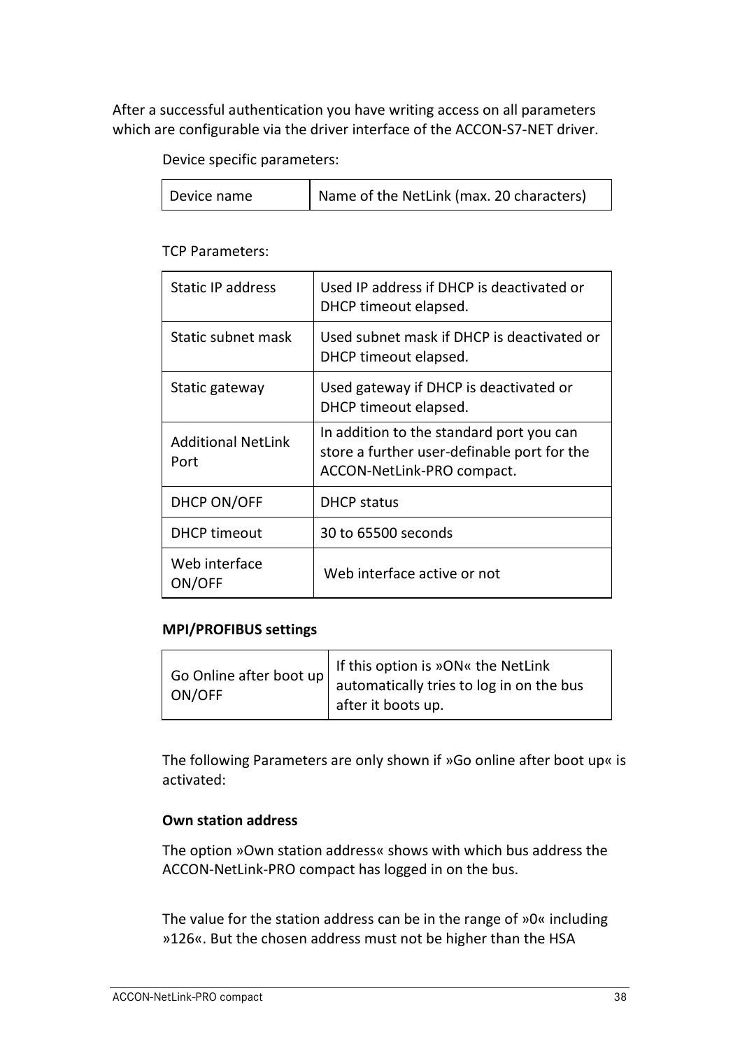After a successful authentication you have writing access on all parameters which are configurable via the driver interface of the ACCON-S7-NET driver.

Device specific parameters:

| Device name | Name of the NetLink (max. 20 characters) |
|---|---|

TCP Parameters:

| Static IP address | Used IP address if DHCP is deactivated or DHCP timeout elapsed. |
|---|---|
| Static subnet mask | Used subnet mask if DHCP is deactivated or DHCP timeout elapsed. |
| Static gateway | Used gateway if DHCP is deactivated or DHCP timeout elapsed. |
| Additional NetLink Port | In addition to the standard port you can store a further user-definable port for the ACCON-NetLink-PRO compact. |
| DHCP ON/OFF | DHCP status |
| DHCP timeout | 30 to 65500 seconds |
| Web interface ON/OFF | Web interface active or not |

**MPI/PROFIBUS settings**

| Go Online after boot up ON/OFF | If this option is »ON« the NetLink automatically tries to log in on the bus after it boots up. |
|---|---|

The following Parameters are only shown if »Go online after boot up« is activated:

**Own station address**

The option »Own station address« shows with which bus address the ACCON-NetLink-PRO compact has logged in on the bus.

The value for the station address can be in the range of »0« including »126«. But the chosen address must not be higher than the HSA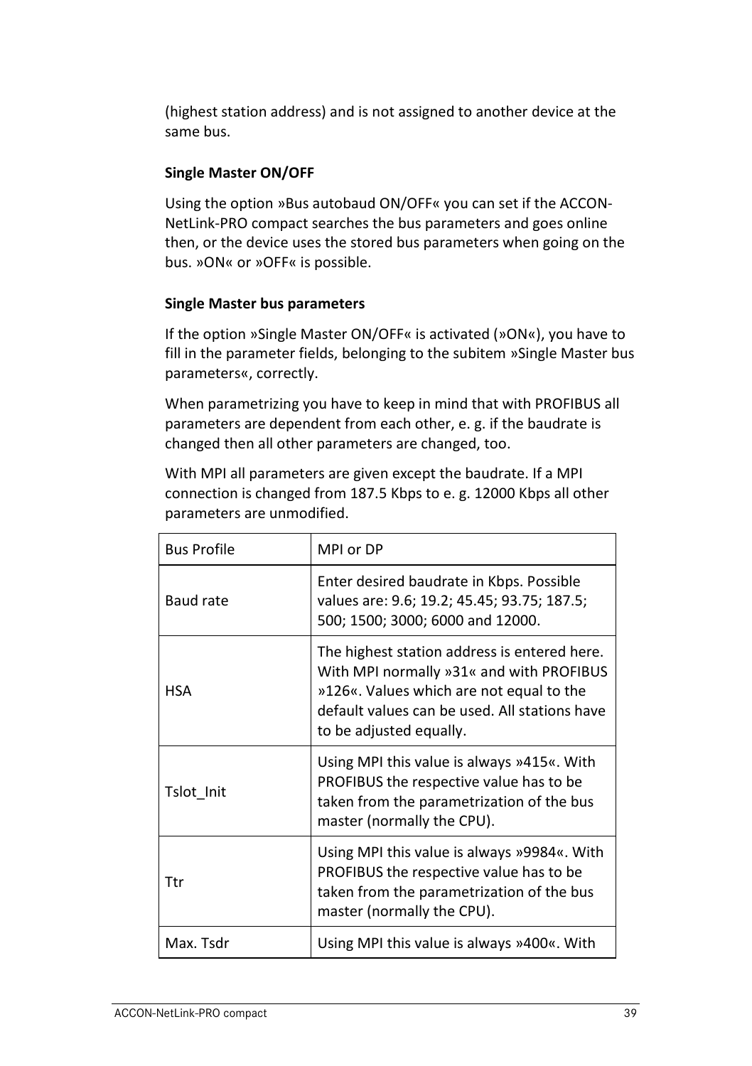(highest station address) and is not assigned to another device at the same bus.

**Single Master ON/OFF**

Using the option »Bus autobaud ON/OFF« you can set if the ACCON-NetLink-PRO compact searches the bus parameters and goes online then, or the device uses the stored bus parameters when going on the bus. »ON« or »OFF« is possible.

**Single Master bus parameters**

If the option »Single Master ON/OFF« is activated (»ON«), you have to fill in the parameter fields, belonging to the subitem »Single Master bus parameters«, correctly.

When parametrizing you have to keep in mind that with PROFIBUS all parameters are dependent from each other, e. g. if the baudrate is changed then all other parameters are changed, too.

With MPI all parameters are given except the baudrate. If a MPI connection is changed from 187.5 Kbps to e. g. 12000 Kbps all other parameters are unmodified.

| Bus Profile | MPI or DP |
|---|---|
| Baud rate | Enter desired baudrate in Kbps. Possible values are: 9.6; 19.2; 45.45; 93.75; 187.5; 500; 1500; 3000; 6000 and 12000. |
| HSA | The highest station address is entered here. With MPI normally »31« and with PROFIBUS »126«. Values which are not equal to the default values can be used. All stations have to be adjusted equally. |
| Tslot_Init | Using MPI this value is always »415«. With PROFIBUS the respective value has to be taken from the parametrization of the bus master (normally the CPU). |
| Ttr | Using MPI this value is always »9984«. With PROFIBUS the respective value has to be taken from the parametrization of the bus master (normally the CPU). |
| Max. Tsdr | Using MPI this value is always »400«. With |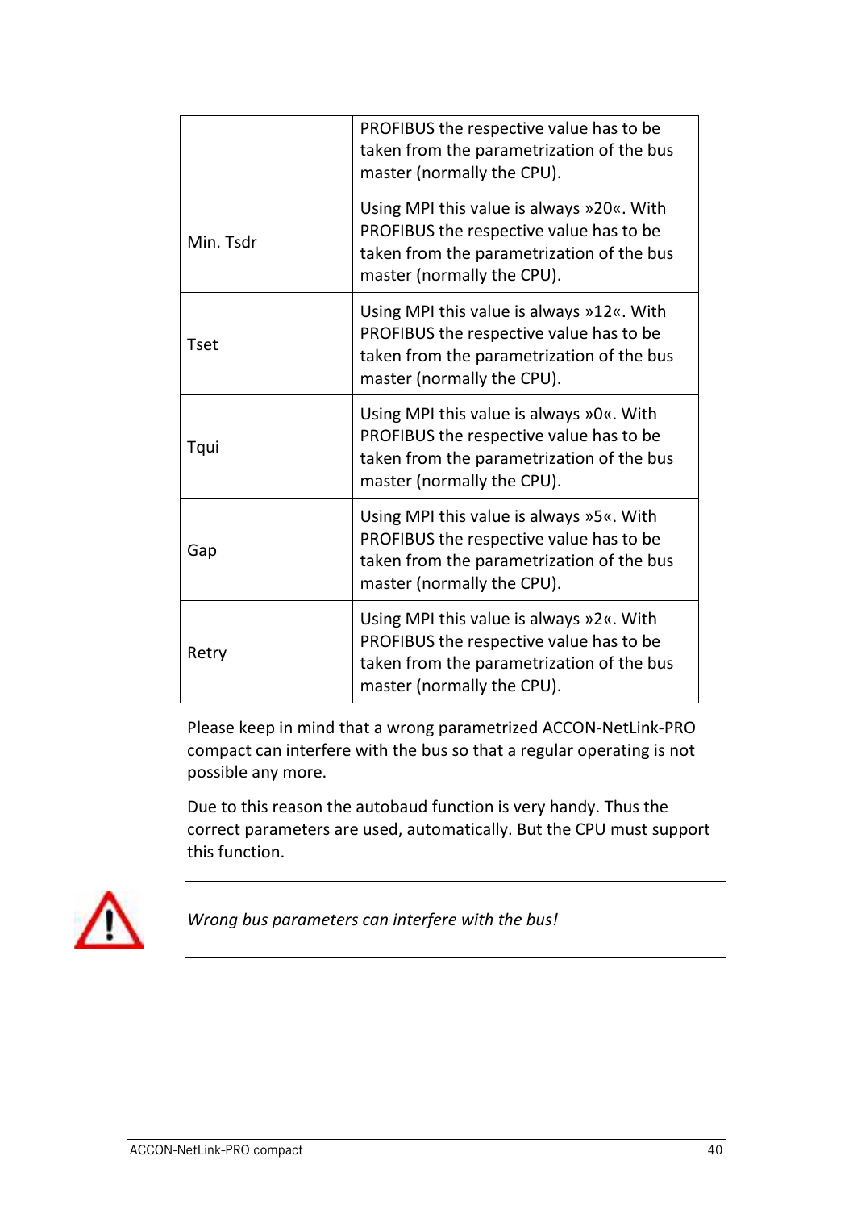| | |
|---|---|
| | PROFIBUS the respective value has to be taken from the parametrization of the bus master (normally the CPU). |
| Min. Tsdr | Using MPI this value is always »20«. With PROFIBUS the respective value has to be taken from the parametrization of the bus master (normally the CPU). |
| Tset | Using MPI this value is always »12«. With PROFIBUS the respective value has to be taken from the parametrization of the bus master (normally the CPU). |
| Tqui | Using MPI this value is always »0«. With PROFIBUS the respective value has to be taken from the parametrization of the bus master (normally the CPU). |
| Gap | Using MPI this value is always »5«. With PROFIBUS the respective value has to be taken from the parametrization of the bus master (normally the CPU). |
| Retry | Using MPI this value is always »2«. With PROFIBUS the respective value has to be taken from the parametrization of the bus master (normally the CPU). |

Please keep in mind that a wrong parametrized ACCON-NetLink-PRO compact can interfere with the bus so that a regular operating is not possible any more.

Due to this reason the autobaud function is very handy. Thus the correct parameters are used, automatically. But the CPU must support this function.

---

*Wrong bus parameters can interfere with the bus!*

---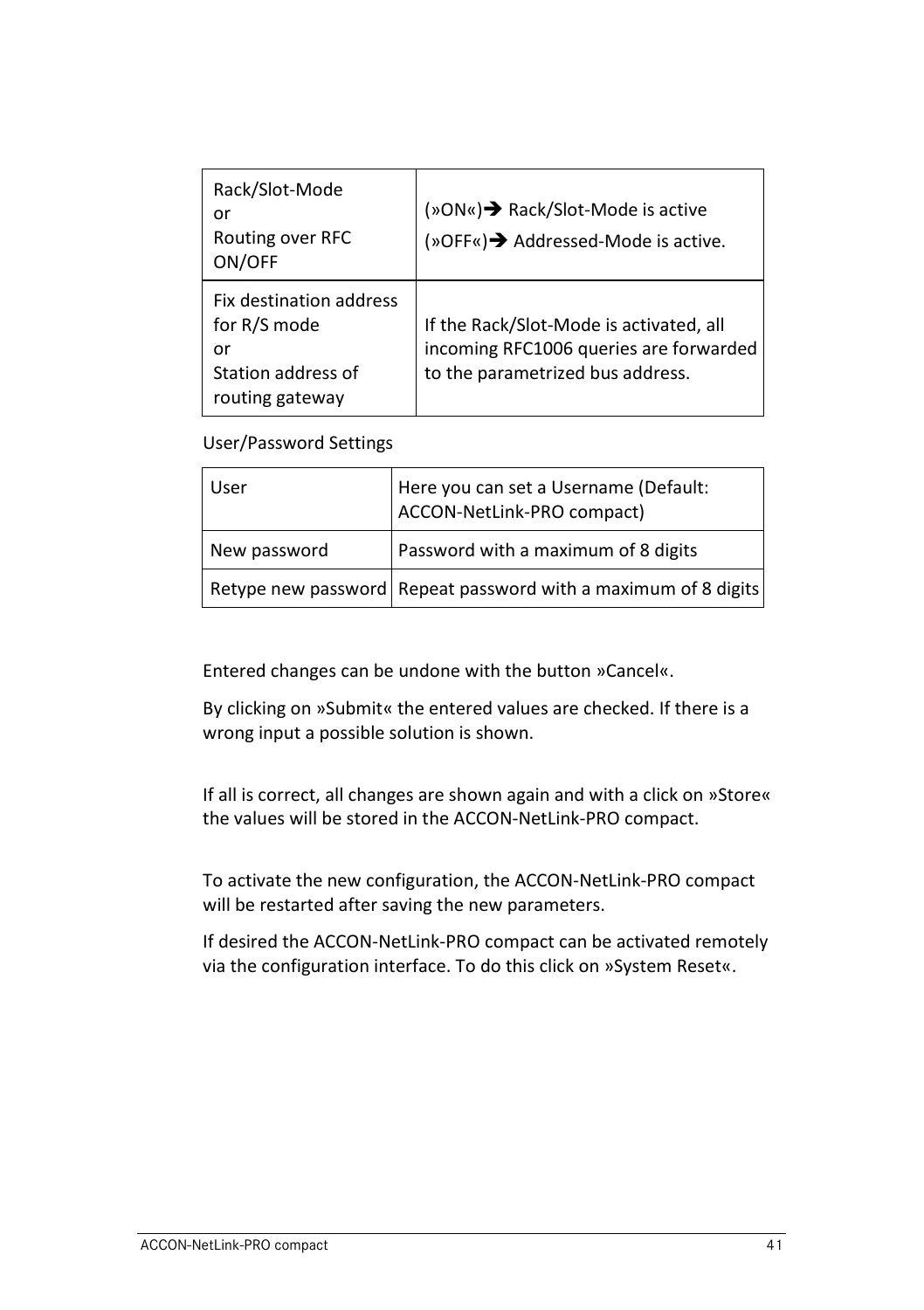| | |
|---|---|
| Rack/Slot-Mode<br>or<br>Routing over RFC<br>ON/OFF | (»ON«)➔ Rack/Slot-Mode is active<br>(»OFF«)➔ Addressed-Mode is active. |
| Fix destination address for R/S mode<br>or<br>Station address of routing gateway | If the Rack/Slot-Mode is activated, all incoming RFC1006 queries are forwarded to the parametrized bus address. |

User/Password Settings

| | |
|---|---|
| User | Here you can set a Username (Default: ACCON-NetLink-PRO compact) |
| New password | Password with a maximum of 8 digits |
| Retype new password | Repeat password with a maximum of 8 digits |

Entered changes can be undone with the button »Cancel«.

By clicking on »Submit« the entered values are checked. If there is a wrong input a possible solution is shown.

If all is correct, all changes are shown again and with a click on »Store« the values will be stored in the ACCON-NetLink-PRO compact.

To activate the new configuration, the ACCON-NetLink-PRO compact will be restarted after saving the new parameters.

If desired the ACCON-NetLink-PRO compact can be activated remotely via the configuration interface. To do this click on »System Reset«.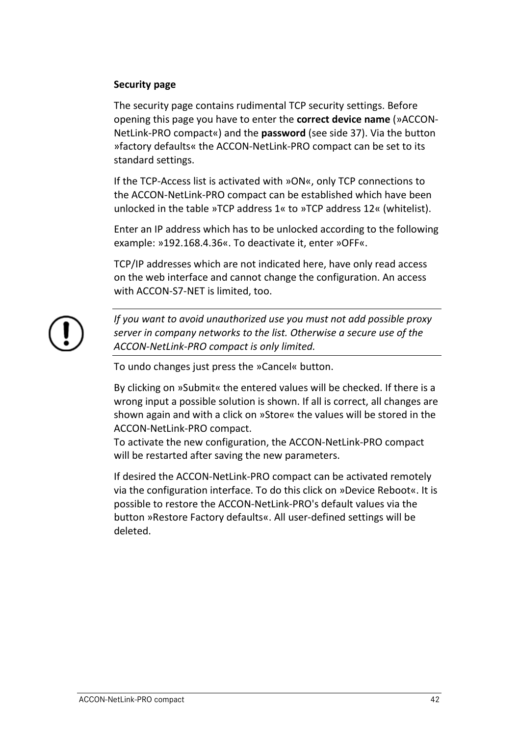**Security page**

The security page contains rudimental TCP security settings. Before opening this page you have to enter the **correct device name** (»ACCON-NetLink-PRO compact«) and the **password** (see side 37). Via the button »factory defaults« the ACCON-NetLink-PRO compact can be set to its standard settings.

If the TCP-Access list is activated with »ON«, only TCP connections to the ACCON-NetLink-PRO compact can be established which have been unlocked in the table »TCP address 1« to »TCP address 12« (whitelist).

Enter an IP address which has to be unlocked according to the following example: »192.168.4.36«. To deactivate it, enter »OFF«.

TCP/IP addresses which are not indicated here, have only read access on the web interface and cannot change the configuration. An access with ACCON-S7-NET is limited, too.

---

*If you want to avoid unauthorized use you must not add possible proxy server in company networks to the list. Otherwise a secure use of the ACCON-NetLink-PRO compact is only limited.*

---

To undo changes just press the »Cancel« button.

By clicking on »Submit« the entered values will be checked. If there is a wrong input a possible solution is shown. If all is correct, all changes are shown again and with a click on »Store« the values will be stored in the ACCON-NetLink-PRO compact.
To activate the new configuration, the ACCON-NetLink-PRO compact will be restarted after saving the new parameters.

If desired the ACCON-NetLink-PRO compact can be activated remotely via the configuration interface. To do this click on »Device Reboot«. It is possible to restore the ACCON-NetLink-PRO's default values via the button »Restore Factory defaults«. All user-defined settings will be deleted.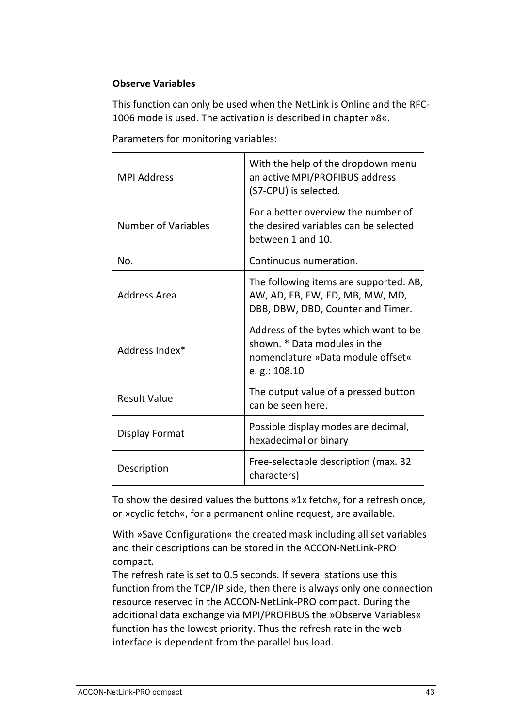**Observe Variables**

This function can only be used when the NetLink is Online and the RFC-1006 mode is used. The activation is described in chapter »8«.

Parameters for monitoring variables:

| | |
|---|---|
| MPI Address | With the help of the dropdown menu an active MPI/PROFIBUS address (S7-CPU) is selected. |
| Number of Variables | For a better overview the number of the desired variables can be selected between 1 and 10. |
| No. | Continuous numeration. |
| Address Area | The following items are supported: AB, AW, AD, EB, EW, ED, MB, MW, MD, DBB, DBW, DBD, Counter and Timer. |
| Address Index* | Address of the bytes which want to be shown. * Data modules in the nomenclature »Data module offset« e. g.: 108.10 |
| Result Value | The output value of a pressed button can be seen here. |
| Display Format | Possible display modes are decimal, hexadecimal or binary |
| Description | Free-selectable description (max. 32 characters) |

To show the desired values the buttons »1x fetch«, for a refresh once, or »cyclic fetch«, for a permanent online request, are available.

With »Save Configuration« the created mask including all set variables and their descriptions can be stored in the ACCON-NetLink-PRO compact.
The refresh rate is set to 0.5 seconds. If several stations use this function from the TCP/IP side, then there is always only one connection resource reserved in the ACCON-NetLink-PRO compact. During the additional data exchange via MPI/PROFIBUS the »Observe Variables« function has the lowest priority. Thus the refresh rate in the web interface is dependent from the parallel bus load.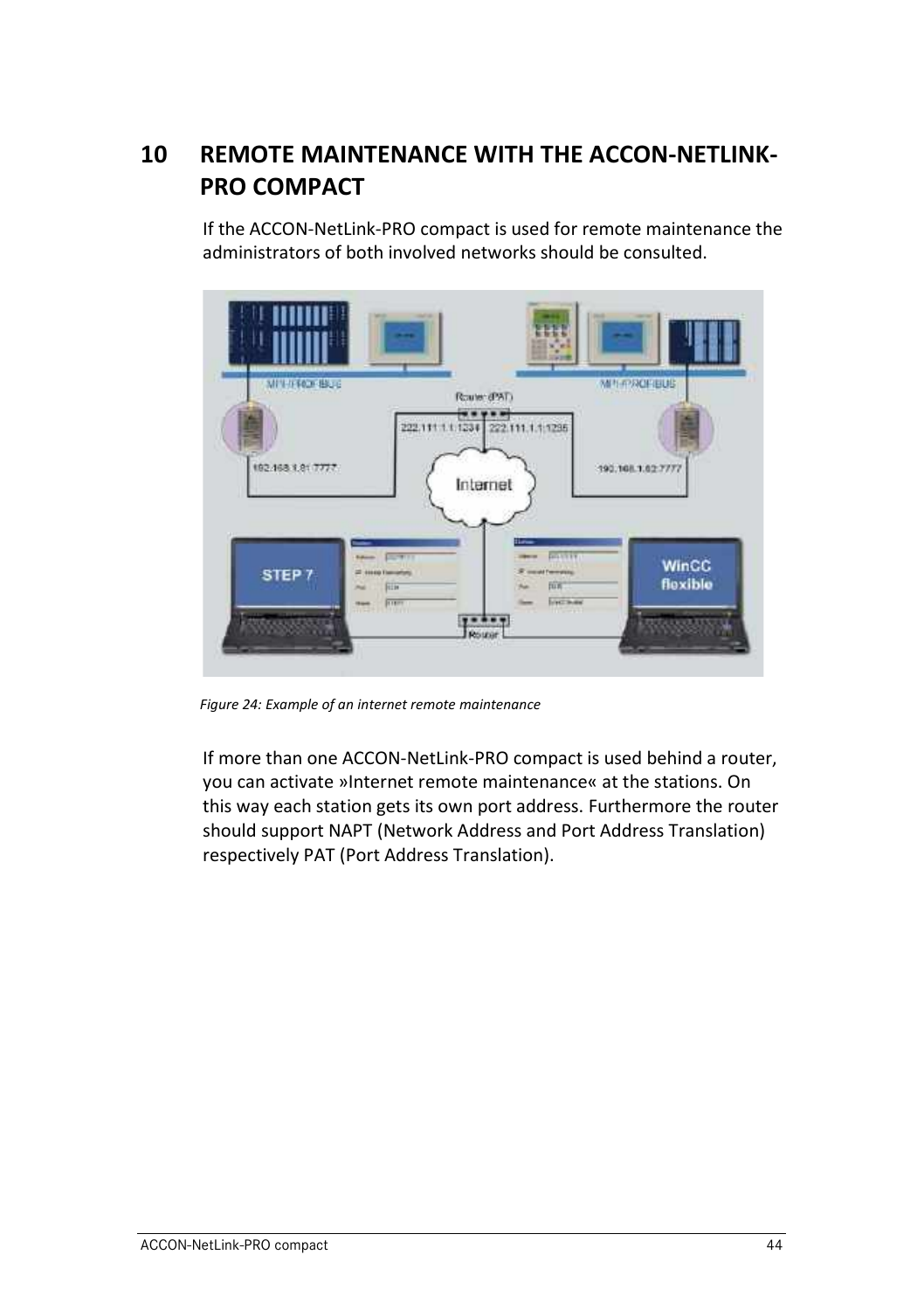# 10 REMOTE MAINTENANCE WITH THE ACCON-NETLINK-PRO COMPACT

If the ACCON-NetLink-PRO compact is used for remote maintenance the administrators of both involved networks should be consulted.

*Figure 24: Example of an internet remote maintenance*

If more than one ACCON-NetLink-PRO compact is used behind a router, you can activate »Internet remote maintenance« at the stations. On this way each station gets its own port address. Furthermore the router should support NAPT (Network Address and Port Address Translation) respectively PAT (Port Address Translation).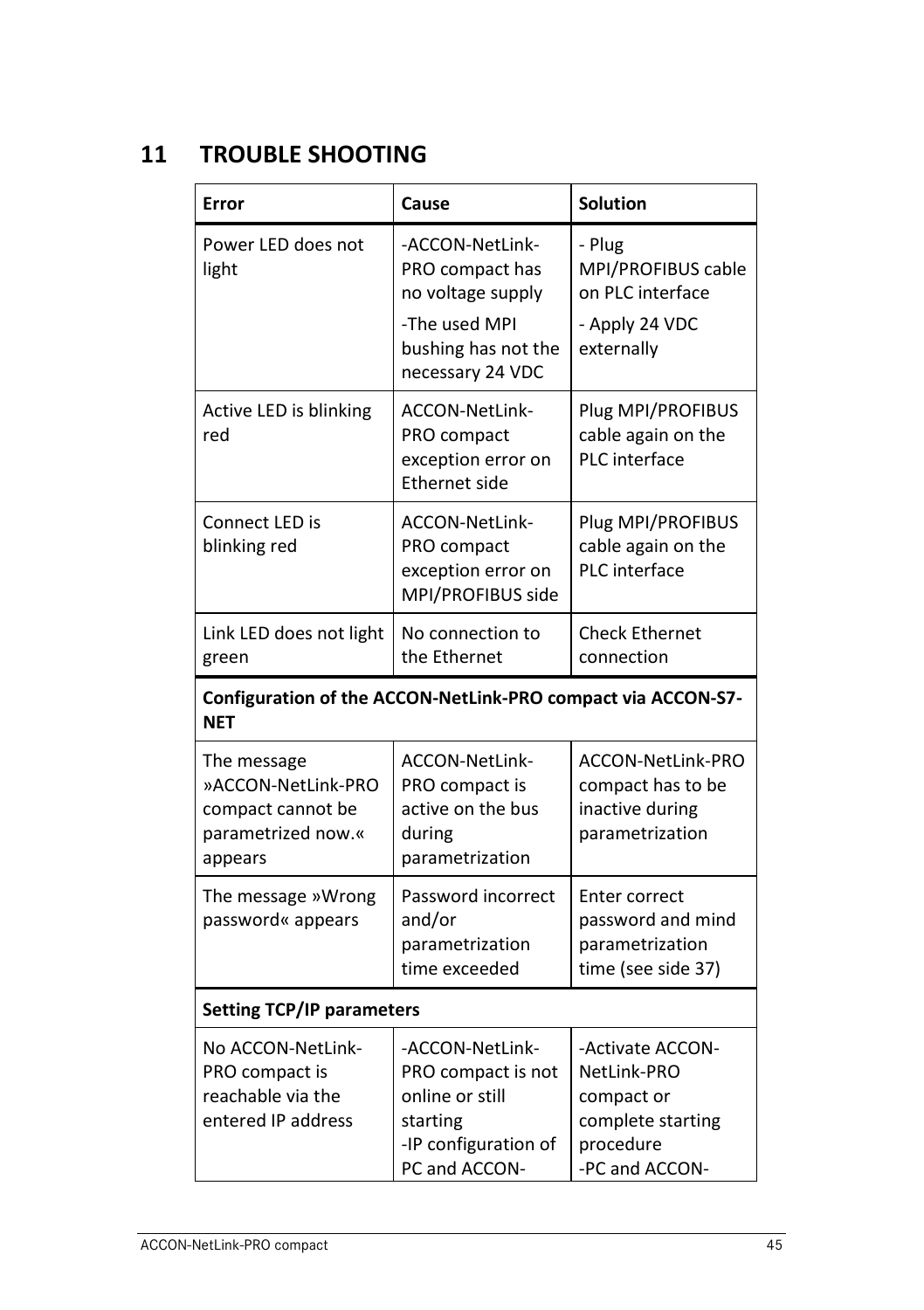# 11 TROUBLE SHOOTING

| Error | Cause | Solution |
|---|---|---|
| Power LED does not light | -ACCON-NetLink-PRO compact has no voltage supply<br>-The used MPI bushing has not the necessary 24 VDC | - Plug MPI/PROFIBUS cable on PLC interface<br>- Apply 24 VDC externally |
| Active LED is blinking red | ACCON-NetLink-PRO compact exception error on Ethernet side | Plug MPI/PROFIBUS cable again on the PLC interface |
| Connect LED is blinking red | ACCON-NetLink-PRO compact exception error on MPI/PROFIBUS side | Plug MPI/PROFIBUS cable again on the PLC interface |
| Link LED does not light green | No connection to the Ethernet | Check Ethernet connection |
| **Configuration of the ACCON-NetLink-PRO compact via ACCON-S7-NET** | | |
| The message »ACCON-NetLink-PRO compact cannot be parametrized now.« appears | ACCON-NetLink-PRO compact is active on the bus during parametrization | ACCON-NetLink-PRO compact has to be inactive during parametrization |
| The message »Wrong password« appears | Password incorrect and/or parametrization time exceeded | Enter correct password and mind parametrization time (see side 37) |
| **Setting TCP/IP parameters** | | |
| No ACCON-NetLink-PRO compact is reachable via the entered IP address | -ACCON-NetLink-PRO compact is not online or still starting<br>-IP configuration of PC and ACCON- | -Activate ACCON-NetLink-PRO compact or complete starting procedure<br>-PC and ACCON- |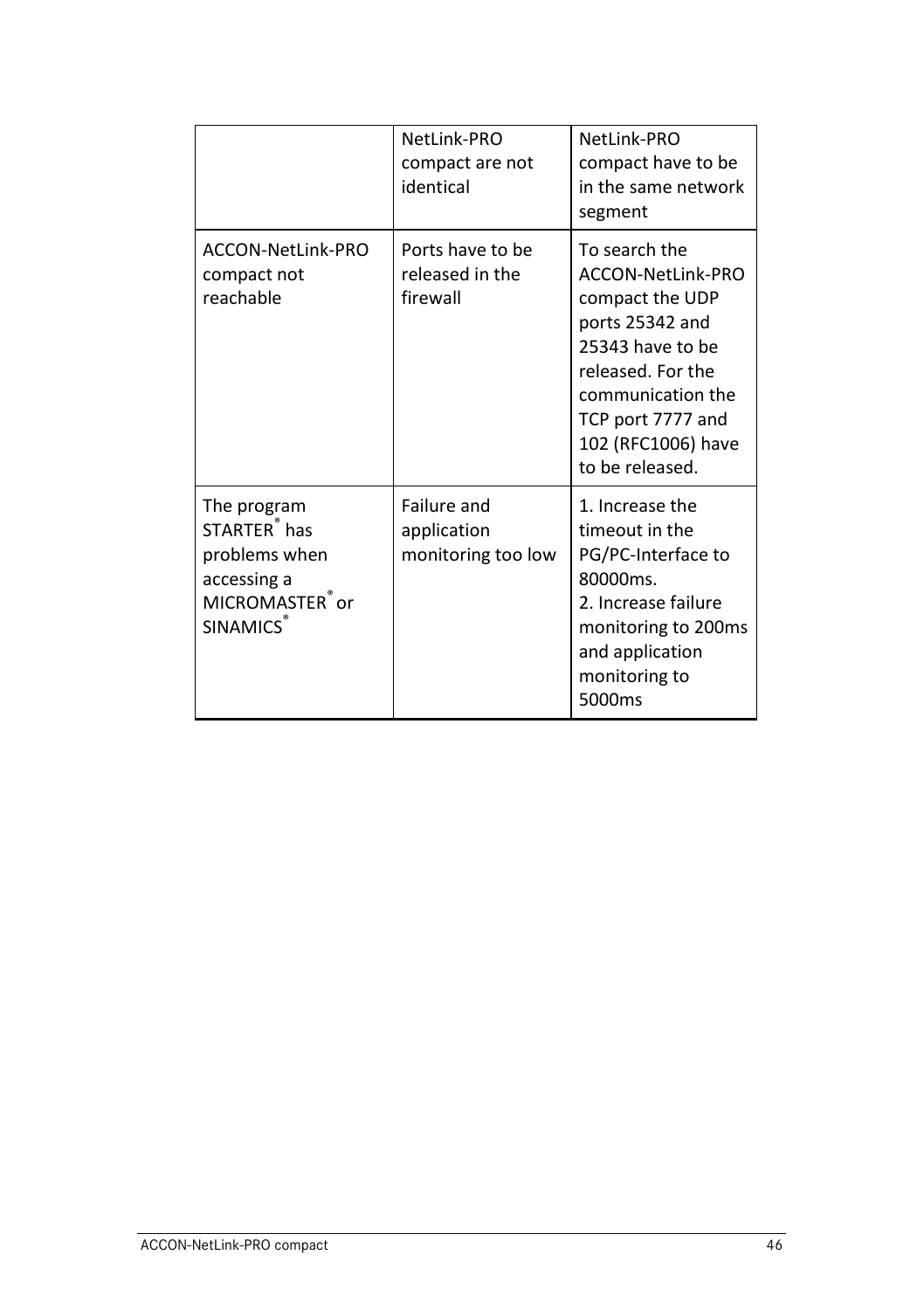| | | |
|---|---|---|
| | NetLink-PRO compact are not identical | NetLink-PRO compact have to be in the same network segment |
| ACCON-NetLink-PRO compact not reachable | Ports have to be released in the firewall | To search the ACCON-NetLink-PRO compact the UDP ports 25342 and 25343 have to be released. For the communication the TCP port 7777 and 102 (RFC1006) have to be released. |
| The program STARTER® has problems when accessing a MICROMASTER® or SINAMICS® | Failure and application monitoring too low | 1. Increase the timeout in the PG/PC-Interface to 80000ms.<br>2. Increase failure monitoring to 200ms and application monitoring to 5000ms |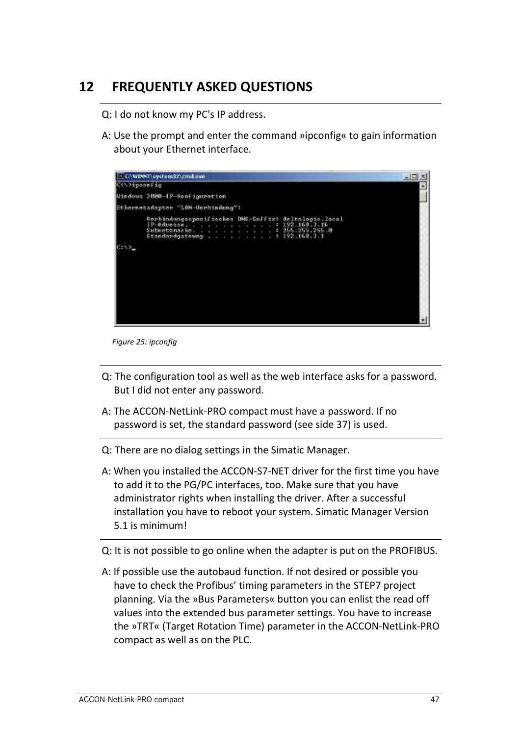## 12 FREQUENTLY ASKED QUESTIONS

Q: I do not know my PC's IP address.

A: Use the prompt and enter the command »ipconfig« to gain information about your Ethernet interface.

```
C:\>ipconfig

Windows 2000-IP-Konfiguration

Ethernetadapter "LAN-Verbindung":

        Verbindungsspezifisches DNS-Suffix: deltalogic.local
        IP-Adresse. . . . . . . . . . . . : 192.168.3.16
        Subnetzmaske. . . . . . . . . . . : 255.255.255.0
        Standardgateway . . . . . . . . . : 192.168.3.1

C:\>_
```

*Figure 25: ipconfig*

---

Q: The configuration tool as well as the web interface asks for a password. But I did not enter any password.

A: The ACCON-NetLink-PRO compact must have a password. If no password is set, the standard password (see side 37) is used.

---

Q: There are no dialog settings in the Simatic Manager.

A: When you installed the ACCON-S7-NET driver for the first time you have to add it to the PG/PC interfaces, too. Make sure that you have administrator rights when installing the driver. After a successful installation you have to reboot your system. Simatic Manager Version 5.1 is minimum!

---

Q: It is not possible to go online when the adapter is put on the PROFIBUS.

A: If possible use the autobaud function. If not desired or possible you have to check the Profibus' timing parameters in the STEP7 project planning. Via the »Bus Parameters« button you can enlist the read off values into the extended bus parameter settings. You have to increase the »TRT« (Target Rotation Time) parameter in the ACCON-NetLink-PRO compact as well as on the PLC.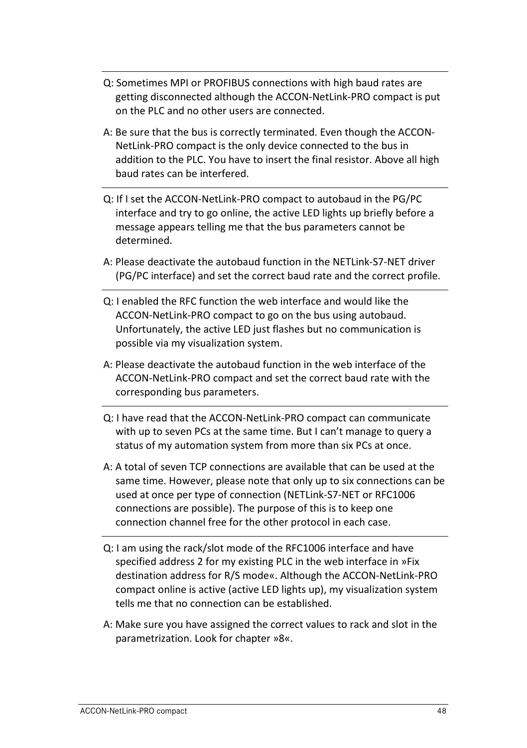Q: Sometimes MPI or PROFIBUS connections with high baud rates are getting disconnected although the ACCON-NetLink-PRO compact is put on the PLC and no other users are connected.

A: Be sure that the bus is correctly terminated. Even though the ACCON-NetLink-PRO compact is the only device connected to the bus in addition to the PLC. You have to insert the final resistor. Above all high baud rates can be interfered.

---

Q: If I set the ACCON-NetLink-PRO compact to autobaud in the PG/PC interface and try to go online, the active LED lights up briefly before a message appears telling me that the bus parameters cannot be determined.

A: Please deactivate the autobaud function in the NETLink-S7-NET driver (PG/PC interface) and set the correct baud rate and the correct profile.

---

Q: I enabled the RFC function the web interface and would like the ACCON-NetLink-PRO compact to go on the bus using autobaud. Unfortunately, the active LED just flashes but no communication is possible via my visualization system.

A: Please deactivate the autobaud function in the web interface of the ACCON-NetLink-PRO compact and set the correct baud rate with the corresponding bus parameters.

---

Q: I have read that the ACCON-NetLink-PRO compact can communicate with up to seven PCs at the same time. But I can't manage to query a status of my automation system from more than six PCs at once.

A: A total of seven TCP connections are available that can be used at the same time. However, please note that only up to six connections can be used at once per type of connection (NETLink-S7-NET or RFC1006 connections are possible). The purpose of this is to keep one connection channel free for the other protocol in each case.

---

Q: I am using the rack/slot mode of the RFC1006 interface and have specified address 2 for my existing PLC in the web interface in »Fix destination address for R/S mode«. Although the ACCON-NetLink-PRO compact online is active (active LED lights up), my visualization system tells me that no connection can be established.

A: Make sure you have assigned the correct values to rack and slot in the parametrization. Look for chapter »8«.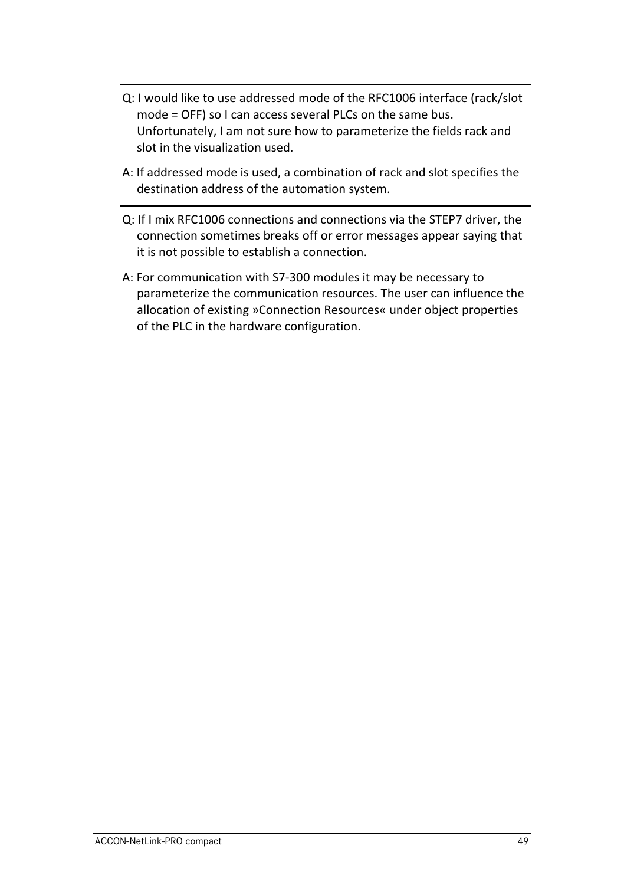---

Q: I would like to use addressed mode of the RFC1006 interface (rack/slot mode = OFF) so I can access several PLCs on the same bus. Unfortunately, I am not sure how to parameterize the fields rack and slot in the visualization used.

A: If addressed mode is used, a combination of rack and slot specifies the destination address of the automation system.

---

Q: If I mix RFC1006 connections and connections via the STEP7 driver, the connection sometimes breaks off or error messages appear saying that it is not possible to establish a connection.

A: For communication with S7-300 modules it may be necessary to parameterize the communication resources. The user can influence the allocation of existing »Connection Resources« under object properties of the PLC in the hardware configuration.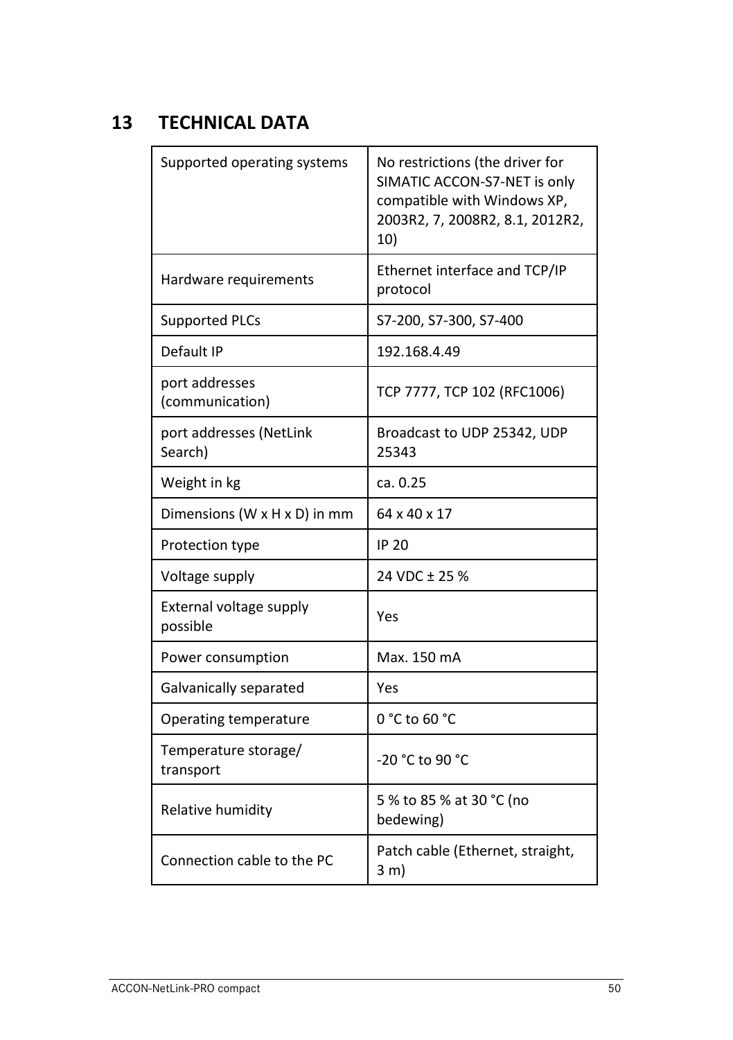# 13 TECHNICAL DATA

| | |
|---|---|
| Supported operating systems | No restrictions (the driver for SIMATIC ACCON-S7-NET is only compatible with Windows XP, 2003R2, 7, 2008R2, 8.1, 2012R2, 10) |
| Hardware requirements | Ethernet interface and TCP/IP protocol |
| Supported PLCs | S7-200, S7-300, S7-400 |
| Default IP | 192.168.4.49 |
| port addresses (communication) | TCP 7777, TCP 102 (RFC1006) |
| port addresses (NetLink Search) | Broadcast to UDP 25342, UDP 25343 |
| Weight in kg | ca. 0.25 |
| Dimensions (W x H x D) in mm | 64 x 40 x 17 |
| Protection type | IP 20 |
| Voltage supply | 24 VDC ± 25 % |
| External voltage supply possible | Yes |
| Power consumption | Max. 150 mA |
| Galvanically separated | Yes |
| Operating temperature | 0 °C to 60 °C |
| Temperature storage/ transport | -20 °C to 90 °C |
| Relative humidity | 5 % to 85 % at 30 °C (no bedewing) |
| Connection cable to the PC | Patch cable (Ethernet, straight, 3 m) |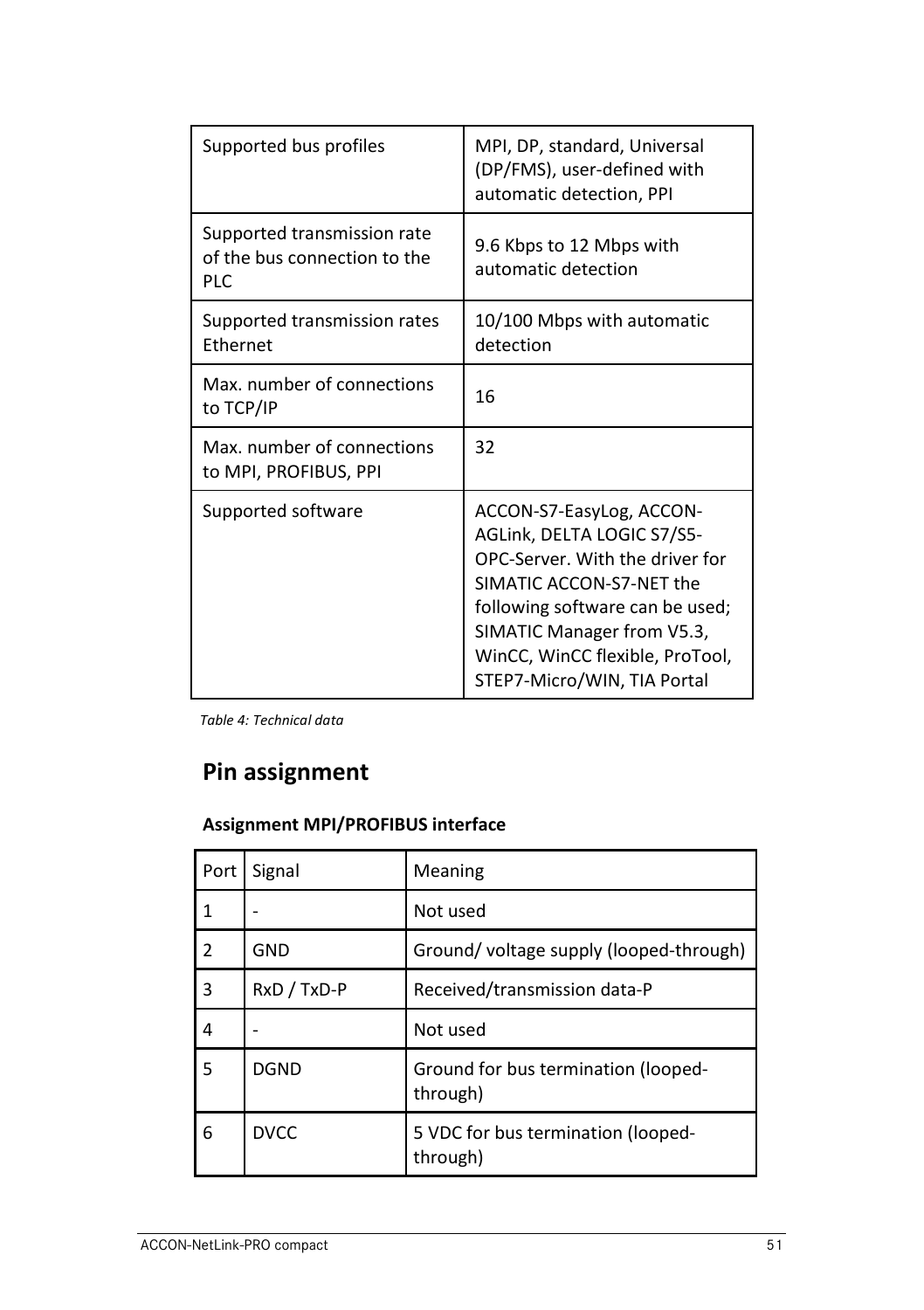| Supported bus profiles | MPI, DP, standard, Universal (DP/FMS), user-defined with automatic detection, PPI |
|---|---|
| Supported transmission rate of the bus connection to the PLC | 9.6 Kbps to 12 Mbps with automatic detection |
| Supported transmission rates Ethernet | 10/100 Mbps with automatic detection |
| Max. number of connections to TCP/IP | 16 |
| Max. number of connections to MPI, PROFIBUS, PPI | 32 |
| Supported software | ACCON-S7-EasyLog, ACCON-AGLink, DELTA LOGIC S7/S5-OPC-Server. With the driver for SIMATIC ACCON-S7-NET the following software can be used; SIMATIC Manager from V5.3, WinCC, WinCC flexible, ProTool, STEP7-Micro/WIN, TIA Portal |

*Table 4: Technical data*

## Pin assignment

### Assignment MPI/PROFIBUS interface

| Port | Signal | Meaning |
|---|---|---|
| 1 | - | Not used |
| 2 | GND | Ground/ voltage supply (looped-through) |
| 3 | RxD / TxD-P | Received/transmission data-P |
| 4 | - | Not used |
| 5 | DGND | Ground for bus termination (looped-through) |
| 6 | DVCC | 5 VDC for bus termination (looped-through) |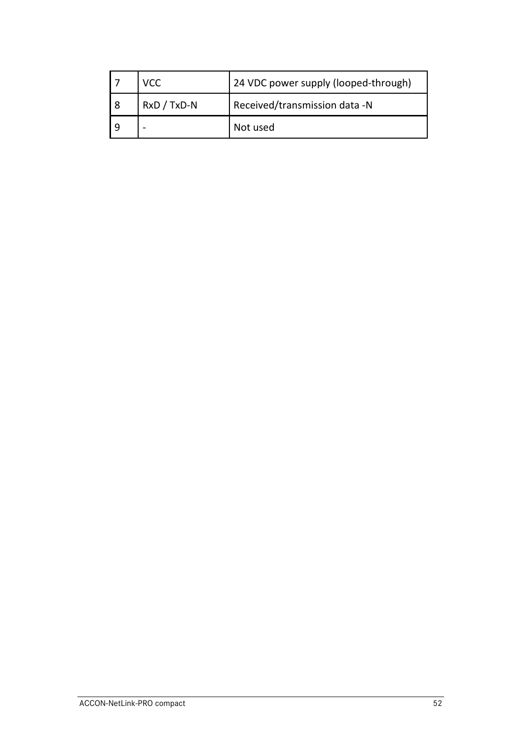| 7 | VCC | 24 VDC power supply (looped-through) |
|---|---|---|
| 8 | RxD / TxD-N | Received/transmission data -N |
| 9 | - | Not used |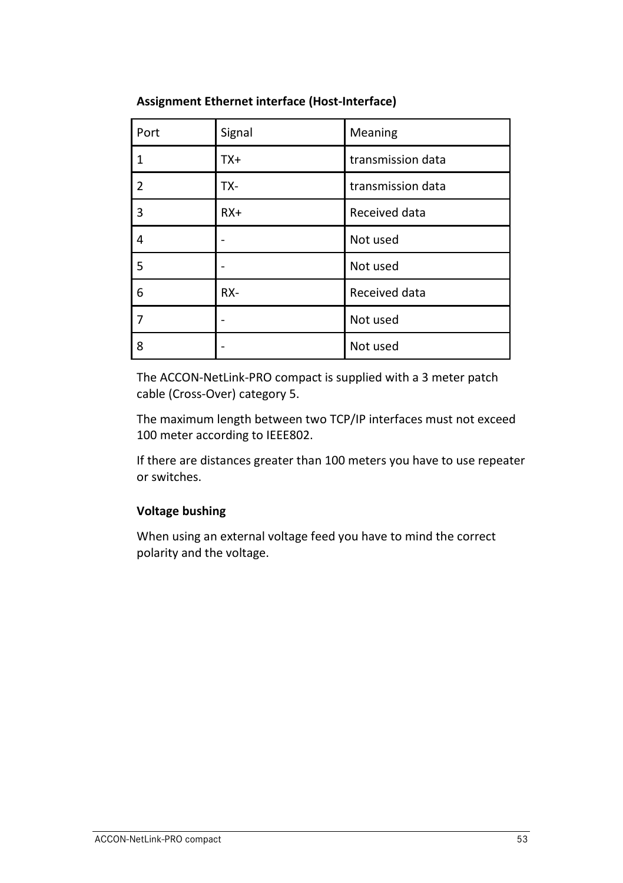**Assignment Ethernet interface (Host-Interface)**

| Port | Signal | Meaning |
|---|---|---|
| 1 | TX+ | transmission data |
| 2 | TX- | transmission data |
| 3 | RX+ | Received data |
| 4 | - | Not used |
| 5 | - | Not used |
| 6 | RX- | Received data |
| 7 | - | Not used |
| 8 | - | Not used |

The ACCON-NetLink-PRO compact is supplied with a 3 meter patch cable (Cross-Over) category 5.

The maximum length between two TCP/IP interfaces must not exceed 100 meter according to IEEE802.

If there are distances greater than 100 meters you have to use repeater or switches.

**Voltage bushing**

When using an external voltage feed you have to mind the correct polarity and the voltage.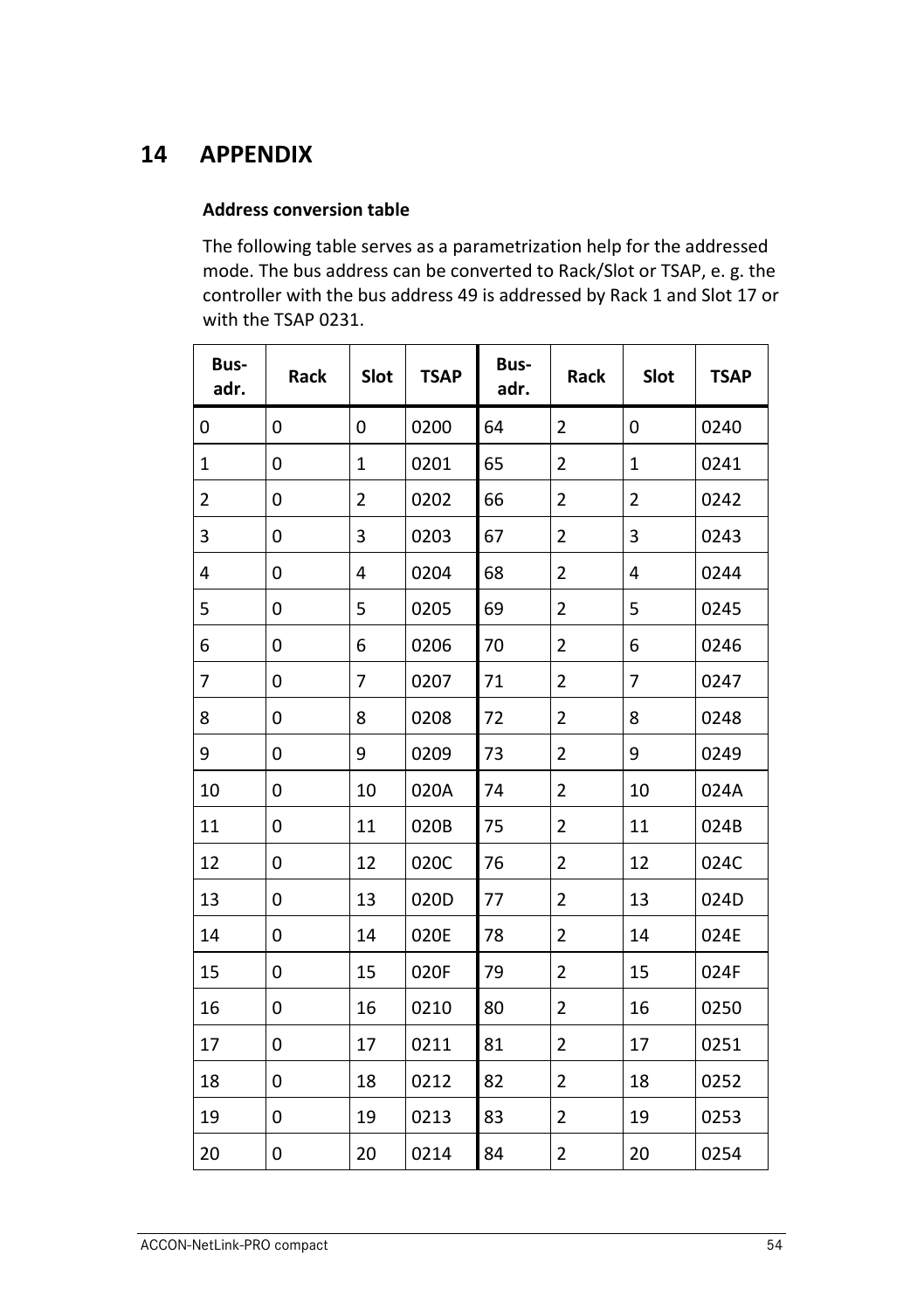# 14 APPENDIX

**Address conversion table**

The following table serves as a parametrization help for the addressed mode. The bus address can be converted to Rack/Slot or TSAP, e. g. the controller with the bus address 49 is addressed by Rack 1 and Slot 17 or with the TSAP 0231.

| Bus-adr. | Rack | Slot | TSAP | Bus-adr. | Rack | Slot | TSAP |
|---|---|---|---|---|---|---|---|
| 0 | 0 | 0 | 0200 | 64 | 2 | 0 | 0240 |
| 1 | 0 | 1 | 0201 | 65 | 2 | 1 | 0241 |
| 2 | 0 | 2 | 0202 | 66 | 2 | 2 | 0242 |
| 3 | 0 | 3 | 0203 | 67 | 2 | 3 | 0243 |
| 4 | 0 | 4 | 0204 | 68 | 2 | 4 | 0244 |
| 5 | 0 | 5 | 0205 | 69 | 2 | 5 | 0245 |
| 6 | 0 | 6 | 0206 | 70 | 2 | 6 | 0246 |
| 7 | 0 | 7 | 0207 | 71 | 2 | 7 | 0247 |
| 8 | 0 | 8 | 0208 | 72 | 2 | 8 | 0248 |
| 9 | 0 | 9 | 0209 | 73 | 2 | 9 | 0249 |
| 10 | 0 | 10 | 020A | 74 | 2 | 10 | 024A |
| 11 | 0 | 11 | 020B | 75 | 2 | 11 | 024B |
| 12 | 0 | 12 | 020C | 76 | 2 | 12 | 024C |
| 13 | 0 | 13 | 020D | 77 | 2 | 13 | 024D |
| 14 | 0 | 14 | 020E | 78 | 2 | 14 | 024E |
| 15 | 0 | 15 | 020F | 79 | 2 | 15 | 024F |
| 16 | 0 | 16 | 0210 | 80 | 2 | 16 | 0250 |
| 17 | 0 | 17 | 0211 | 81 | 2 | 17 | 0251 |
| 18 | 0 | 18 | 0212 | 82 | 2 | 18 | 0252 |
| 19 | 0 | 19 | 0213 | 83 | 2 | 19 | 0253 |
| 20 | 0 | 20 | 0214 | 84 | 2 | 20 | 0254 |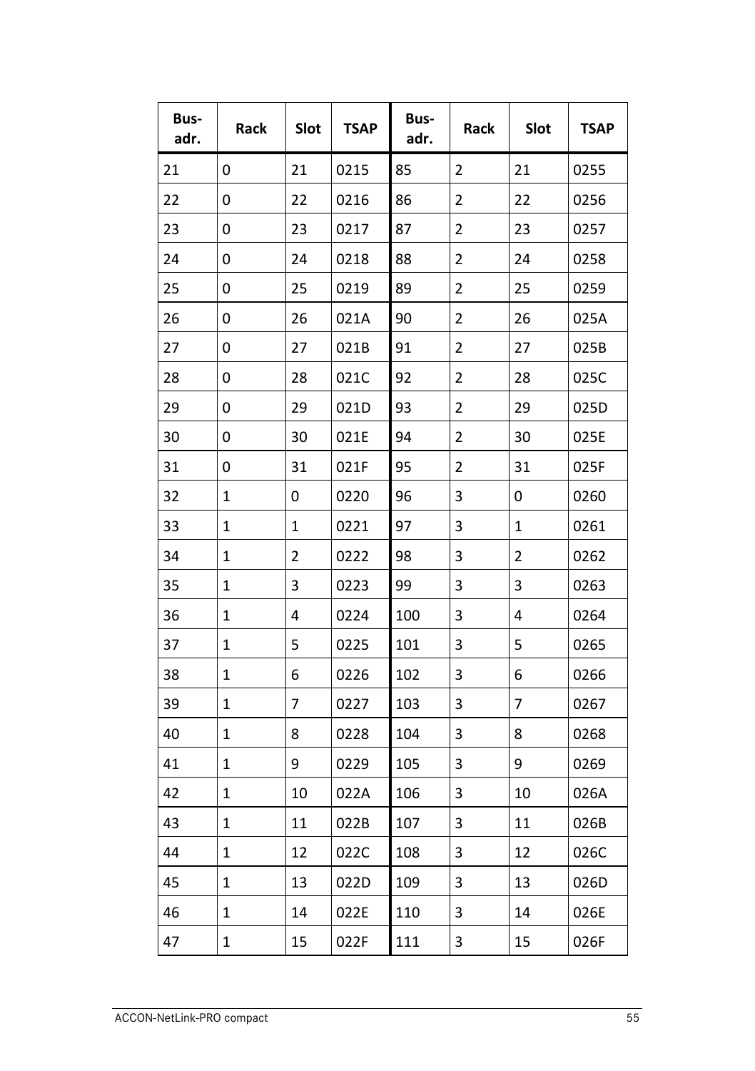| Bus-adr. | Rack | Slot | TSAP | Bus-adr. | Rack | Slot | TSAP |
|---|---|---|---|---|---|---|---|
| 21 | 0 | 21 | 0215 | 85 | 2 | 21 | 0255 |
| 22 | 0 | 22 | 0216 | 86 | 2 | 22 | 0256 |
| 23 | 0 | 23 | 0217 | 87 | 2 | 23 | 0257 |
| 24 | 0 | 24 | 0218 | 88 | 2 | 24 | 0258 |
| 25 | 0 | 25 | 0219 | 89 | 2 | 25 | 0259 |
| 26 | 0 | 26 | 021A | 90 | 2 | 26 | 025A |
| 27 | 0 | 27 | 021B | 91 | 2 | 27 | 025B |
| 28 | 0 | 28 | 021C | 92 | 2 | 28 | 025C |
| 29 | 0 | 29 | 021D | 93 | 2 | 29 | 025D |
| 30 | 0 | 30 | 021E | 94 | 2 | 30 | 025E |
| 31 | 0 | 31 | 021F | 95 | 2 | 31 | 025F |
| 32 | 1 | 0 | 0220 | 96 | 3 | 0 | 0260 |
| 33 | 1 | 1 | 0221 | 97 | 3 | 1 | 0261 |
| 34 | 1 | 2 | 0222 | 98 | 3 | 2 | 0262 |
| 35 | 1 | 3 | 0223 | 99 | 3 | 3 | 0263 |
| 36 | 1 | 4 | 0224 | 100 | 3 | 4 | 0264 |
| 37 | 1 | 5 | 0225 | 101 | 3 | 5 | 0265 |
| 38 | 1 | 6 | 0226 | 102 | 3 | 6 | 0266 |
| 39 | 1 | 7 | 0227 | 103 | 3 | 7 | 0267 |
| 40 | 1 | 8 | 0228 | 104 | 3 | 8 | 0268 |
| 41 | 1 | 9 | 0229 | 105 | 3 | 9 | 0269 |
| 42 | 1 | 10 | 022A | 106 | 3 | 10 | 026A |
| 43 | 1 | 11 | 022B | 107 | 3 | 11 | 026B |
| 44 | 1 | 12 | 022C | 108 | 3 | 12 | 026C |
| 45 | 1 | 13 | 022D | 109 | 3 | 13 | 026D |
| 46 | 1 | 14 | 022E | 110 | 3 | 14 | 026E |
| 47 | 1 | 15 | 022F | 111 | 3 | 15 | 026F |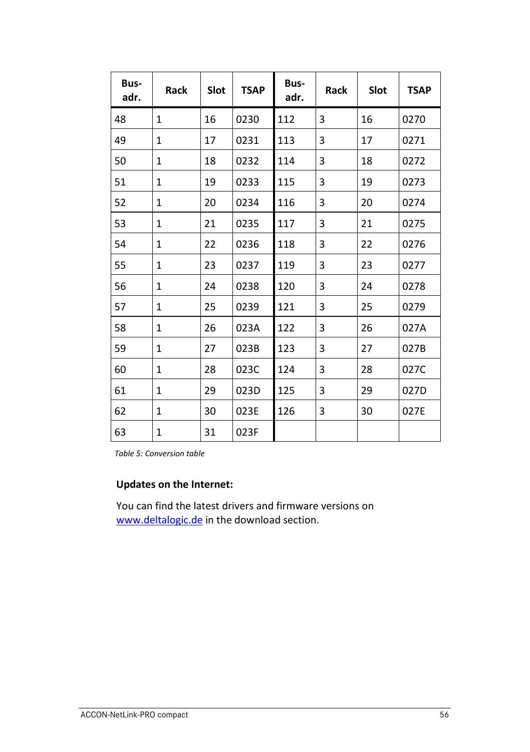| Bus-adr. | Rack | Slot | TSAP | Bus-adr. | Rack | Slot | TSAP |
|---|---|---|---|---|---|---|---|
| 48 | 1 | 16 | 0230 | 112 | 3 | 16 | 0270 |
| 49 | 1 | 17 | 0231 | 113 | 3 | 17 | 0271 |
| 50 | 1 | 18 | 0232 | 114 | 3 | 18 | 0272 |
| 51 | 1 | 19 | 0233 | 115 | 3 | 19 | 0273 |
| 52 | 1 | 20 | 0234 | 116 | 3 | 20 | 0274 |
| 53 | 1 | 21 | 0235 | 117 | 3 | 21 | 0275 |
| 54 | 1 | 22 | 0236 | 118 | 3 | 22 | 0276 |
| 55 | 1 | 23 | 0237 | 119 | 3 | 23 | 0277 |
| 56 | 1 | 24 | 0238 | 120 | 3 | 24 | 0278 |
| 57 | 1 | 25 | 0239 | 121 | 3 | 25 | 0279 |
| 58 | 1 | 26 | 023A | 122 | 3 | 26 | 027A |
| 59 | 1 | 27 | 023B | 123 | 3 | 27 | 027B |
| 60 | 1 | 28 | 023C | 124 | 3 | 28 | 027C |
| 61 | 1 | 29 | 023D | 125 | 3 | 29 | 027D |
| 62 | 1 | 30 | 023E | 126 | 3 | 30 | 027E |
| 63 | 1 | 31 | 023F | | | | |

*Table 5: Conversion table*

**Updates on the Internet:**

You can find the latest drivers and firmware versions on www.deltalogic.de in the download section.